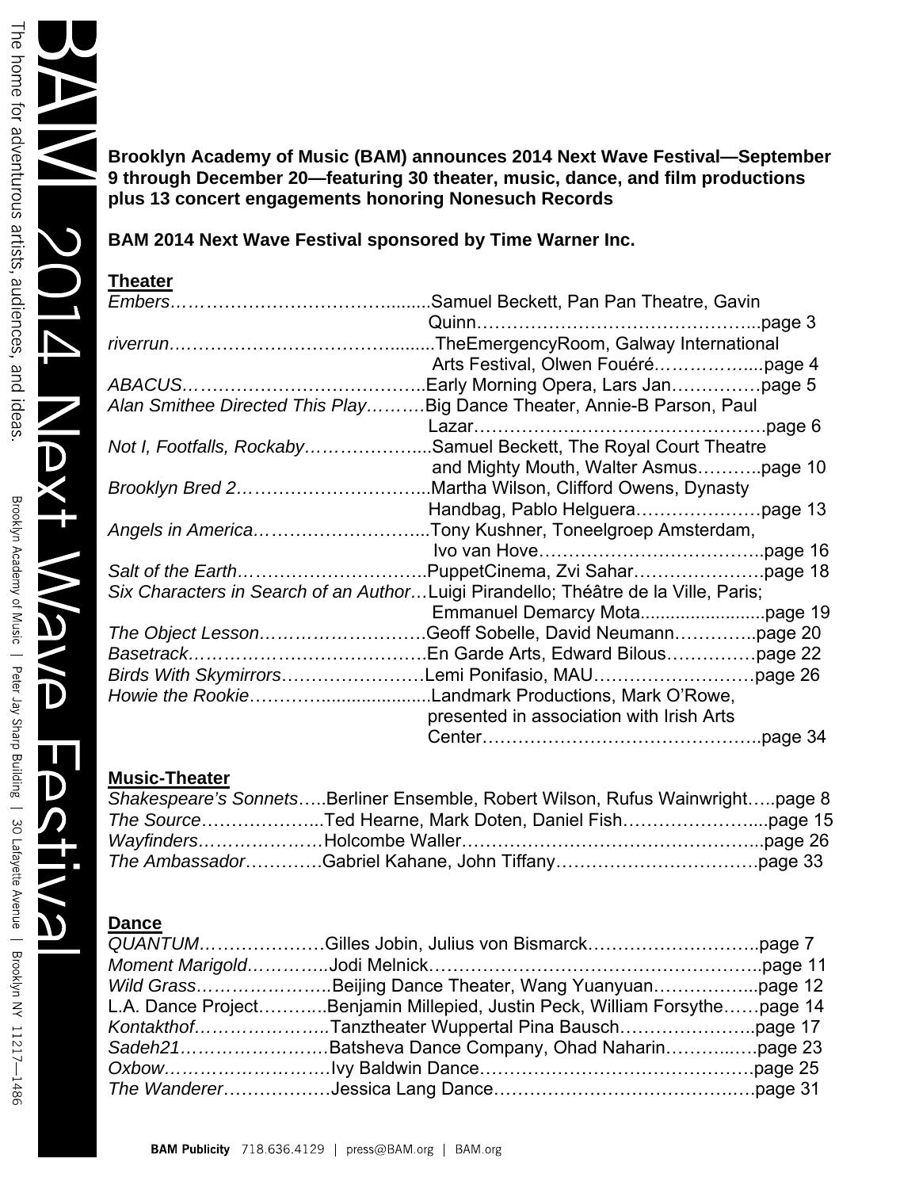**Brooklyn Academy of Music (BAM) announces 2014 Next Wave Festival—September 9 through December 20—featuring 30 theater, music, dance, and film productions plus 13 concert engagements honoring Nonesuch Records**

**BAM 2014 Next Wave Festival sponsored by Time Warner Inc.**

## Theater

*Embers*…………………………………..........Samuel Beckett, Pan Pan Theatre, Gavin Quinn………………………………………..page 3
*riverrun*…………………………………..........TheEmergencyRoom, Galway International Arts Festival, Olwen Fouéré……………....page 4
*ABACUS*………………………………………Early Morning Opera, Lars Jan……………page 5
*Alan Smithee Directed This Play*……….Big Dance Theater, Annie-B Parson, Paul Lazar…………………………………………page 6
*Not I, Footfalls, Rockaby*………………....Samuel Beckett, The Royal Court Theatre and Mighty Mouth, Walter Asmus………..page 10
*Brooklyn Bred 2*…………………………..Martha Wilson, Clifford Owens, Dynasty Handbag, Pablo Helguera…………………page 13
*Angels in America*………………………...Tony Kushner, Toneelgroep Amsterdam, Ivo van Hove………………………………..page 16
*Salt of the Earth*…………………………..PuppetCinema, Zvi Sahar………………….page 18
*Six Characters in Search of an Author*…Luigi Pirandello; Théâtre de la Ville, Paris; Emmanuel Demarcy Mota.........................page 19
*The Object Lesson*………………………Geoff Sobelle, David Neumann…………..page 20
*Basetrack*………………………………….En Garde Arts, Edward Bilous……………page 22
*Birds With Skymirrors*……………………Lemi Ponifasio, MAU………………………page 26
*Howie the Rookie*……………...................Landmark Productions, Mark O'Rowe, presented in association with Irish Arts Center………………………………………..page 34

## Music-Theater

*Shakespeare's Sonnets*…..Berliner Ensemble, Robert Wilson, Rufus Wainwright…..page 8
*The Source*………………...Ted Hearne, Mark Doten, Daniel Fish…………………...page 15
*Wayfinders*…………………Holcombe Waller…………………………………………...page 26
*The Ambassador*…………Gabriel Kahane, John Tiffany……………………………page 33

## Dance

*QUANTUM*…………………Gilles Jobin, Julius von Bismarck……………………….page 7
*Moment Marigold*…………..Jodi Melnick……………………………………………….page 11
*Wild Grass*………………….Beijing Dance Theater, Wang Yuanyuan……………...page 12
L.A. Dance Project………...Benjamin Millepied, Justin Peck, William Forsythe……page 14
*Kontakthof*…………………..Tanztheater Wuppertal Pina Bausch…………………..page 17
*Sadeh21*……………………Batsheva Dance Company, Ohad Naharin………..….page 23
*Oxbow*………………………Ivy Baldwin Dance………………………………………page 25
*The Wanderer*………………Jessica Lang Dance…………………………………….page 31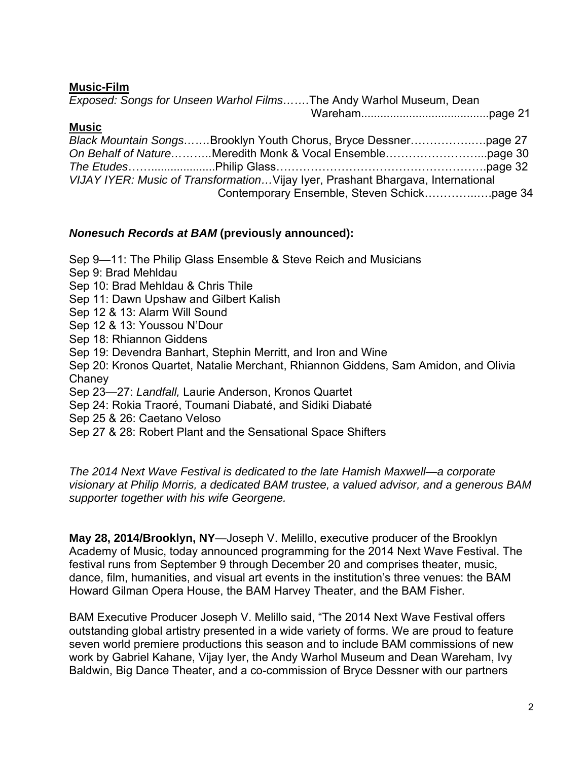**Music-Film**

*Exposed: Songs for Unseen Warhol Films*…….The Andy Warhol Museum, Dean Wareham........................................page 21

**Music**

*Black Mountain Songs*…….Brooklyn Youth Chorus, Bryce Dessner……………….…page 27
*On Behalf of Nature*………..Meredith Monk & Vocal Ensemble……………………...page 30
*The Etudes*……...................Philip Glass……………………………………………….page 32
*VIJAY IYER: Music of Transformation*…Vijay Iyer, Prashant Bhargava, International Contemporary Ensemble, Steven Schick……………..….page 34

***Nonesuch Records at BAM* (previously announced):**

Sep 9—11: The Philip Glass Ensemble & Steve Reich and Musicians
Sep 9: Brad Mehldau
Sep 10: Brad Mehldau & Chris Thile
Sep 11: Dawn Upshaw and Gilbert Kalish
Sep 12 & 13: Alarm Will Sound
Sep 12 & 13: Youssou N'Dour
Sep 18: Rhiannon Giddens
Sep 19: Devendra Banhart, Stephin Merritt, and Iron and Wine
Sep 20: Kronos Quartet, Natalie Merchant, Rhiannon Giddens, Sam Amidon, and Olivia Chaney
Sep 23—27: *Landfall,* Laurie Anderson, Kronos Quartet
Sep 24: Rokia Traoré, Toumani Diabaté, and Sidiki Diabaté
Sep 25 & 26: Caetano Veloso
Sep 27 & 28: Robert Plant and the Sensational Space Shifters

*The 2014 Next Wave Festival is dedicated to the late Hamish Maxwell—a corporate visionary at Philip Morris, a dedicated BAM trustee, a valued advisor, and a generous BAM supporter together with his wife Georgene.*

**May 28, 2014/Brooklyn, NY**—Joseph V. Melillo, executive producer of the Brooklyn Academy of Music, today announced programming for the 2014 Next Wave Festival. The festival runs from September 9 through December 20 and comprises theater, music, dance, film, humanities, and visual art events in the institution's three venues: the BAM Howard Gilman Opera House, the BAM Harvey Theater, and the BAM Fisher.

BAM Executive Producer Joseph V. Melillo said, "The 2014 Next Wave Festival offers outstanding global artistry presented in a wide variety of forms. We are proud to feature seven world premiere productions this season and to include BAM commissions of new work by Gabriel Kahane, Vijay Iyer, the Andy Warhol Museum and Dean Wareham, Ivy Baldwin, Big Dance Theater, and a co-commission of Bryce Dessner with our partners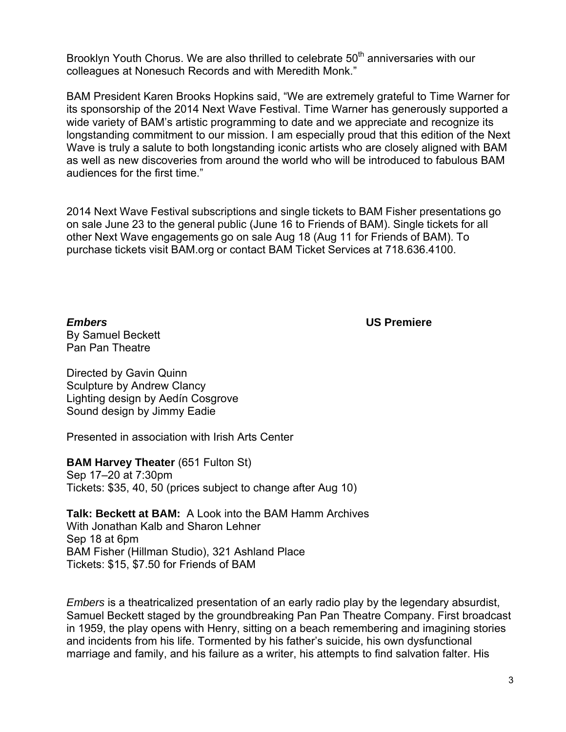Brooklyn Youth Chorus. We are also thrilled to celebrate 50th anniversaries with our colleagues at Nonesuch Records and with Meredith Monk."

BAM President Karen Brooks Hopkins said, "We are extremely grateful to Time Warner for its sponsorship of the 2014 Next Wave Festival. Time Warner has generously supported a wide variety of BAM's artistic programming to date and we appreciate and recognize its longstanding commitment to our mission. I am especially proud that this edition of the Next Wave is truly a salute to both longstanding iconic artists who are closely aligned with BAM as well as new discoveries from around the world who will be introduced to fabulous BAM audiences for the first time."

2014 Next Wave Festival subscriptions and single tickets to BAM Fisher presentations go on sale June 23 to the general public (June 16 to Friends of BAM). Single tickets for all other Next Wave engagements go on sale Aug 18 (Aug 11 for Friends of BAM). To purchase tickets visit BAM.org or contact BAM Ticket Services at 718.636.4100.

***Embers*** **US Premiere**

By Samuel Beckett
Pan Pan Theatre

Directed by Gavin Quinn
Sculpture by Andrew Clancy
Lighting design by Aedín Cosgrove
Sound design by Jimmy Eadie

Presented in association with Irish Arts Center

**BAM Harvey Theater** (651 Fulton St)
Sep 17–20 at 7:30pm
Tickets: $35, 40, 50 (prices subject to change after Aug 10)

**Talk: Beckett at BAM:** A Look into the BAM Hamm Archives
With Jonathan Kalb and Sharon Lehner
Sep 18 at 6pm
BAM Fisher (Hillman Studio), 321 Ashland Place
Tickets: $15, $7.50 for Friends of BAM

*Embers* is a theatricalized presentation of an early radio play by the legendary absurdist, Samuel Beckett staged by the groundbreaking Pan Pan Theatre Company. First broadcast in 1959, the play opens with Henry, sitting on a beach remembering and imagining stories and incidents from his life. Tormented by his father's suicide, his own dysfunctional marriage and family, and his failure as a writer, his attempts to find salvation falter. His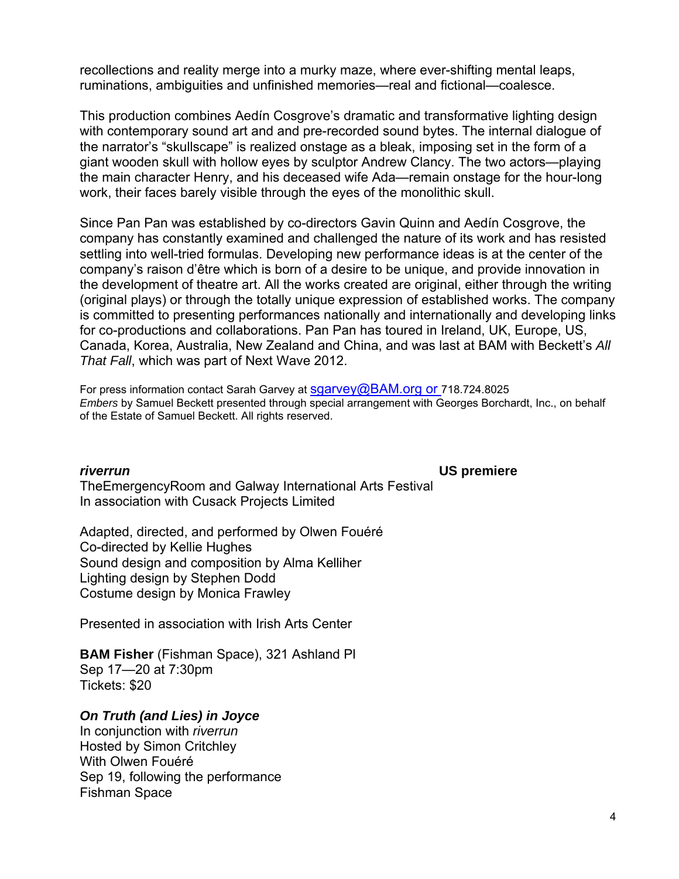recollections and reality merge into a murky maze, where ever-shifting mental leaps, ruminations, ambiguities and unfinished memories—real and fictional—coalesce.

This production combines Aedín Cosgrove's dramatic and transformative lighting design with contemporary sound art and and pre-recorded sound bytes. The internal dialogue of the narrator's "skullscape" is realized onstage as a bleak, imposing set in the form of a giant wooden skull with hollow eyes by sculptor Andrew Clancy. The two actors—playing the main character Henry, and his deceased wife Ada—remain onstage for the hour-long work, their faces barely visible through the eyes of the monolithic skull.

Since Pan Pan was established by co-directors Gavin Quinn and Aedín Cosgrove, the company has constantly examined and challenged the nature of its work and has resisted settling into well-tried formulas. Developing new performance ideas is at the center of the company's raison d'être which is born of a desire to be unique, and provide innovation in the development of theatre art. All the works created are original, either through the writing (original plays) or through the totally unique expression of established works. The company is committed to presenting performances nationally and internationally and developing links for co-productions and collaborations. Pan Pan has toured in Ireland, UK, Europe, US, Canada, Korea, Australia, New Zealand and China, and was last at BAM with Beckett's *All That Fall*, which was part of Next Wave 2012.

For press information contact Sarah Garvey at sgarvey@BAM.org or 718.724.8025
*Embers* by Samuel Beckett presented through special arrangement with Georges Borchardt, Inc., on behalf of the Estate of Samuel Beckett. All rights reserved.

***riverrun*** **US premiere**
TheEmergencyRoom and Galway International Arts Festival
In association with Cusack Projects Limited

Adapted, directed, and performed by Olwen Fouéré
Co-directed by Kellie Hughes
Sound design and composition by Alma Kelliher
Lighting design by Stephen Dodd
Costume design by Monica Frawley

Presented in association with Irish Arts Center

**BAM Fisher** (Fishman Space), 321 Ashland Pl
Sep 17—20 at 7:30pm
Tickets: $20

***On Truth (and Lies) in Joyce***
In conjunction with *riverrun*
Hosted by Simon Critchley
With Olwen Fouéré
Sep 19, following the performance
Fishman Space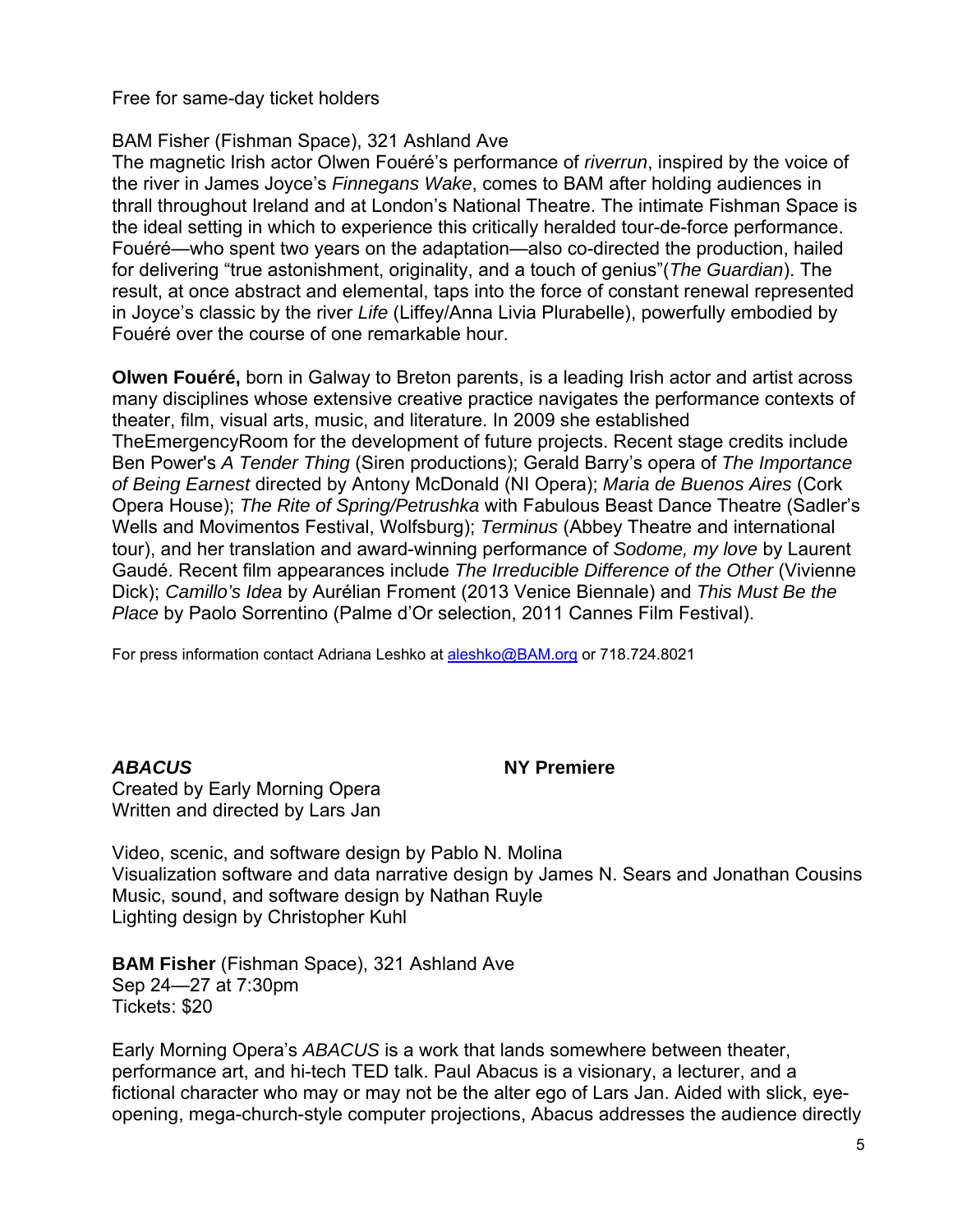Free for same-day ticket holders

BAM Fisher (Fishman Space), 321 Ashland Ave
The magnetic Irish actor Olwen Fouéré's performance of *riverrun*, inspired by the voice of the river in James Joyce's *Finnegans Wake*, comes to BAM after holding audiences in thrall throughout Ireland and at London's National Theatre. The intimate Fishman Space is the ideal setting in which to experience this critically heralded tour-de-force performance. Fouéré—who spent two years on the adaptation—also co-directed the production, hailed for delivering "true astonishment, originality, and a touch of genius"(*The Guardian*). The result, at once abstract and elemental, taps into the force of constant renewal represented in Joyce's classic by the river *Life* (Liffey/Anna Livia Plurabelle), powerfully embodied by Fouéré over the course of one remarkable hour.

**Olwen Fouéré,** born in Galway to Breton parents, is a leading Irish actor and artist across many disciplines whose extensive creative practice navigates the performance contexts of theater, film, visual arts, music, and literature. In 2009 she established TheEmergencyRoom for the development of future projects. Recent stage credits include Ben Power's *A Tender Thing* (Siren productions); Gerald Barry's opera of *The Importance of Being Earnest* directed by Antony McDonald (NI Opera); *Maria de Buenos Aires* (Cork Opera House); *The Rite of Spring/Petrushka* with Fabulous Beast Dance Theatre (Sadler's Wells and Movimentos Festival, Wolfsburg); *Terminus* (Abbey Theatre and international tour), and her translation and award-winning performance of *Sodome, my love* by Laurent Gaudé. Recent film appearances include *The Irreducible Difference of the Other* (Vivienne Dick); *Camillo's Idea* by Aurélian Froment (2013 Venice Biennale) and *This Must Be the Place* by Paolo Sorrentino (Palme d'Or selection, 2011 Cannes Film Festival).

For press information contact Adriana Leshko at aleshko@BAM.org or 718.724.8021

***ABACUS*** **NY Premiere**
Created by Early Morning Opera
Written and directed by Lars Jan

Video, scenic, and software design by Pablo N. Molina
Visualization software and data narrative design by James N. Sears and Jonathan Cousins
Music, sound, and software design by Nathan Ruyle
Lighting design by Christopher Kuhl

**BAM Fisher** (Fishman Space), 321 Ashland Ave
Sep 24—27 at 7:30pm
Tickets: $20

Early Morning Opera's *ABACUS* is a work that lands somewhere between theater, performance art, and hi-tech TED talk. Paul Abacus is a visionary, a lecturer, and a fictional character who may or may not be the alter ego of Lars Jan. Aided with slick, eye-opening, mega-church-style computer projections, Abacus addresses the audience directly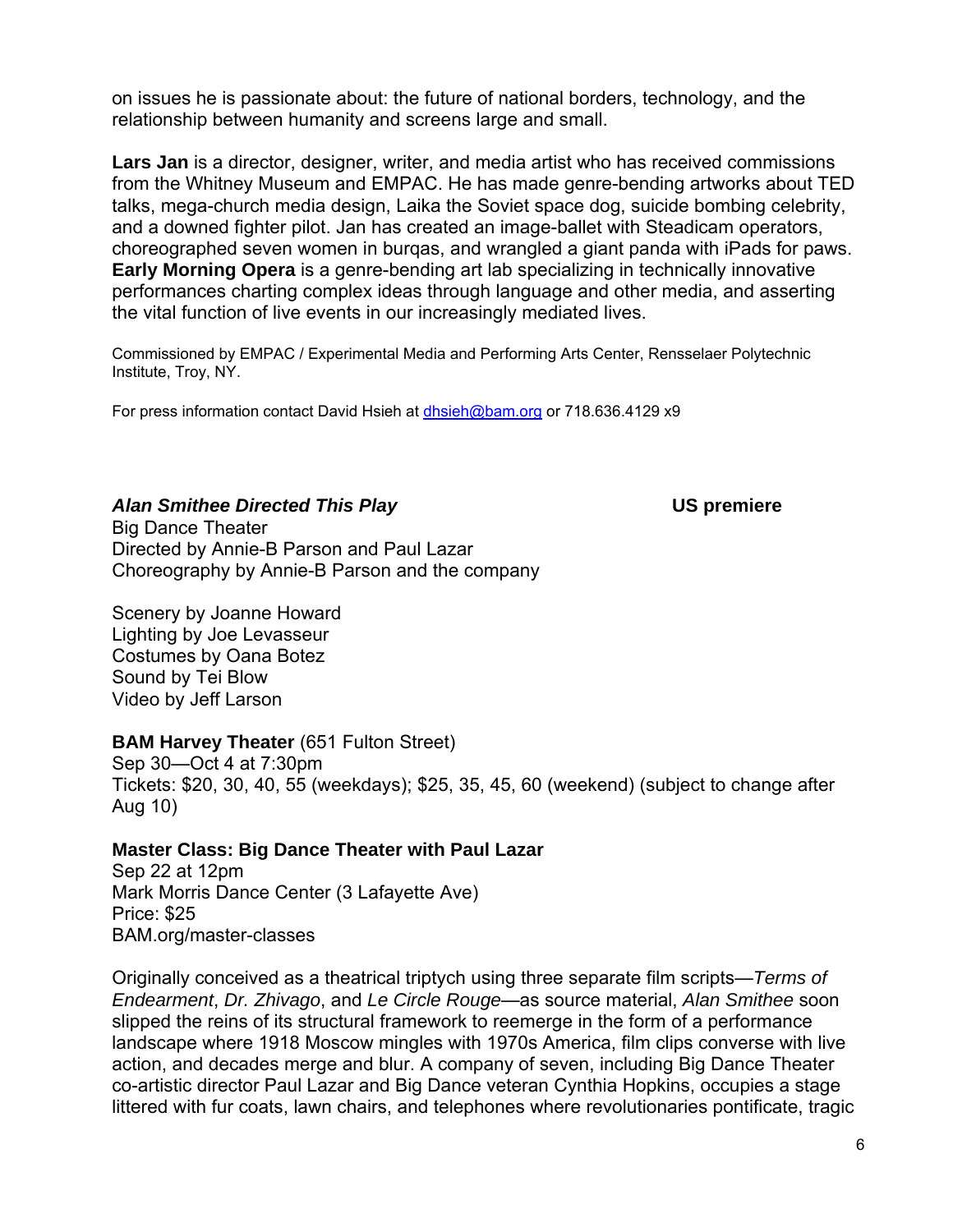on issues he is passionate about: the future of national borders, technology, and the relationship between humanity and screens large and small.

**Lars Jan** is a director, designer, writer, and media artist who has received commissions from the Whitney Museum and EMPAC. He has made genre-bending artworks about TED talks, mega-church media design, Laika the Soviet space dog, suicide bombing celebrity, and a downed fighter pilot. Jan has created an image-ballet with Steadicam operators, choreographed seven women in burqas, and wrangled a giant panda with iPads for paws. **Early Morning Opera** is a genre-bending art lab specializing in technically innovative performances charting complex ideas through language and other media, and asserting the vital function of live events in our increasingly mediated lives.

Commissioned by EMPAC / Experimental Media and Performing Arts Center, Rensselaer Polytechnic Institute, Troy, NY.

For press information contact David Hsieh at dhsieh@bam.org or 718.636.4129 x9

***Alan Smithee Directed This Play*** **US premiere**

Big Dance Theater
Directed by Annie-B Parson and Paul Lazar
Choreography by Annie-B Parson and the company

Scenery by Joanne Howard
Lighting by Joe Levasseur
Costumes by Oana Botez
Sound by Tei Blow
Video by Jeff Larson

**BAM Harvey Theater** (651 Fulton Street)
Sep 30—Oct 4 at 7:30pm
Tickets: $20, 30, 40, 55 (weekdays); $25, 35, 45, 60 (weekend) (subject to change after Aug 10)

**Master Class: Big Dance Theater with Paul Lazar**
Sep 22 at 12pm
Mark Morris Dance Center (3 Lafayette Ave)
Price: $25
BAM.org/master-classes

Originally conceived as a theatrical triptych using three separate film scripts—*Terms of Endearment*, *Dr. Zhivago*, and *Le Circle Rouge*—as source material, *Alan Smithee* soon slipped the reins of its structural framework to reemerge in the form of a performance landscape where 1918 Moscow mingles with 1970s America, film clips converse with live action, and decades merge and blur. A company of seven, including Big Dance Theater co-artistic director Paul Lazar and Big Dance veteran Cynthia Hopkins, occupies a stage littered with fur coats, lawn chairs, and telephones where revolutionaries pontificate, tragic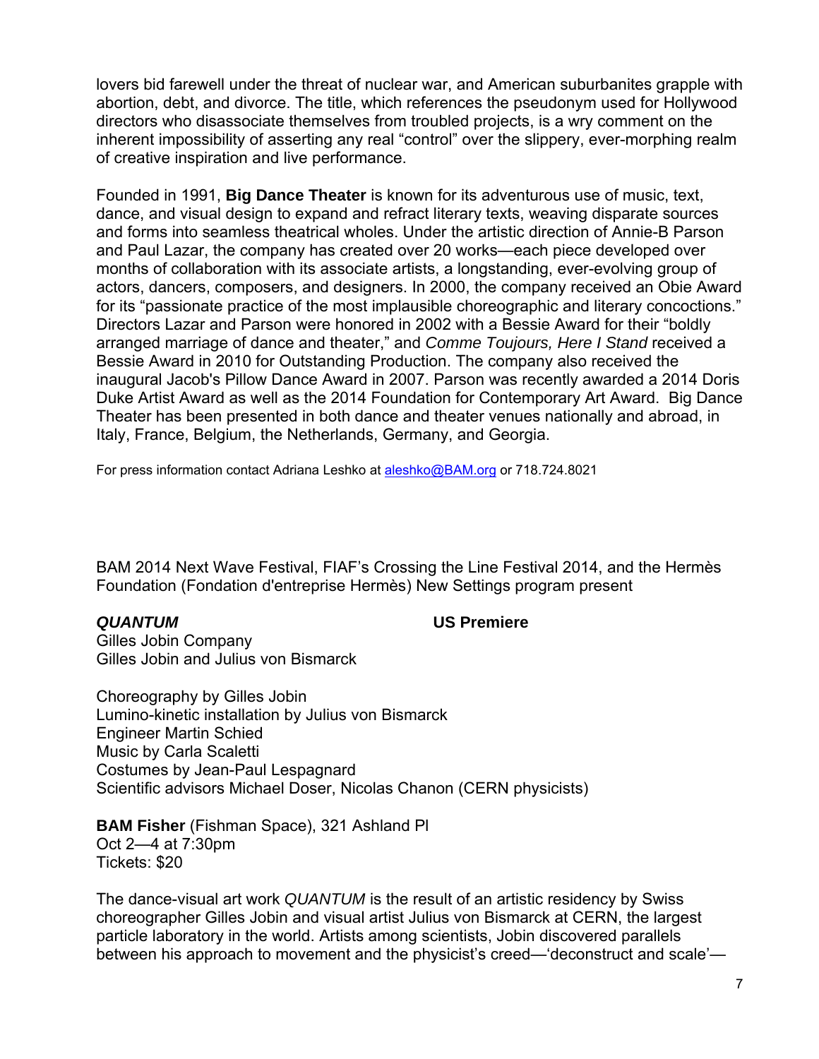lovers bid farewell under the threat of nuclear war, and American suburbanites grapple with abortion, debt, and divorce. The title, which references the pseudonym used for Hollywood directors who disassociate themselves from troubled projects, is a wry comment on the inherent impossibility of asserting any real "control" over the slippery, ever-morphing realm of creative inspiration and live performance.

Founded in 1991, **Big Dance Theater** is known for its adventurous use of music, text, dance, and visual design to expand and refract literary texts, weaving disparate sources and forms into seamless theatrical wholes. Under the artistic direction of Annie-B Parson and Paul Lazar, the company has created over 20 works—each piece developed over months of collaboration with its associate artists, a longstanding, ever-evolving group of actors, dancers, composers, and designers. In 2000, the company received an Obie Award for its "passionate practice of the most implausible choreographic and literary concoctions." Directors Lazar and Parson were honored in 2002 with a Bessie Award for their "boldly arranged marriage of dance and theater," and *Comme Toujours, Here I Stand* received a Bessie Award in 2010 for Outstanding Production. The company also received the inaugural Jacob's Pillow Dance Award in 2007. Parson was recently awarded a 2014 Doris Duke Artist Award as well as the 2014 Foundation for Contemporary Art Award. Big Dance Theater has been presented in both dance and theater venues nationally and abroad, in Italy, France, Belgium, the Netherlands, Germany, and Georgia.

For press information contact Adriana Leshko at aleshko@BAM.org or 718.724.8021

BAM 2014 Next Wave Festival, FIAF's Crossing the Line Festival 2014, and the Hermès Foundation (Fondation d'entreprise Hermès) New Settings program present

***QUANTUM*** **US Premiere**

Gilles Jobin Company
Gilles Jobin and Julius von Bismarck

Choreography by Gilles Jobin
Lumino-kinetic installation by Julius von Bismarck
Engineer Martin Schied
Music by Carla Scaletti
Costumes by Jean-Paul Lespagnard
Scientific advisors Michael Doser, Nicolas Chanon (CERN physicists)

**BAM Fisher** (Fishman Space), 321 Ashland Pl
Oct 2—4 at 7:30pm
Tickets: $20

The dance-visual art work *QUANTUM* is the result of an artistic residency by Swiss choreographer Gilles Jobin and visual artist Julius von Bismarck at CERN, the largest particle laboratory in the world. Artists among scientists, Jobin discovered parallels between his approach to movement and the physicist's creed—'deconstruct and scale'—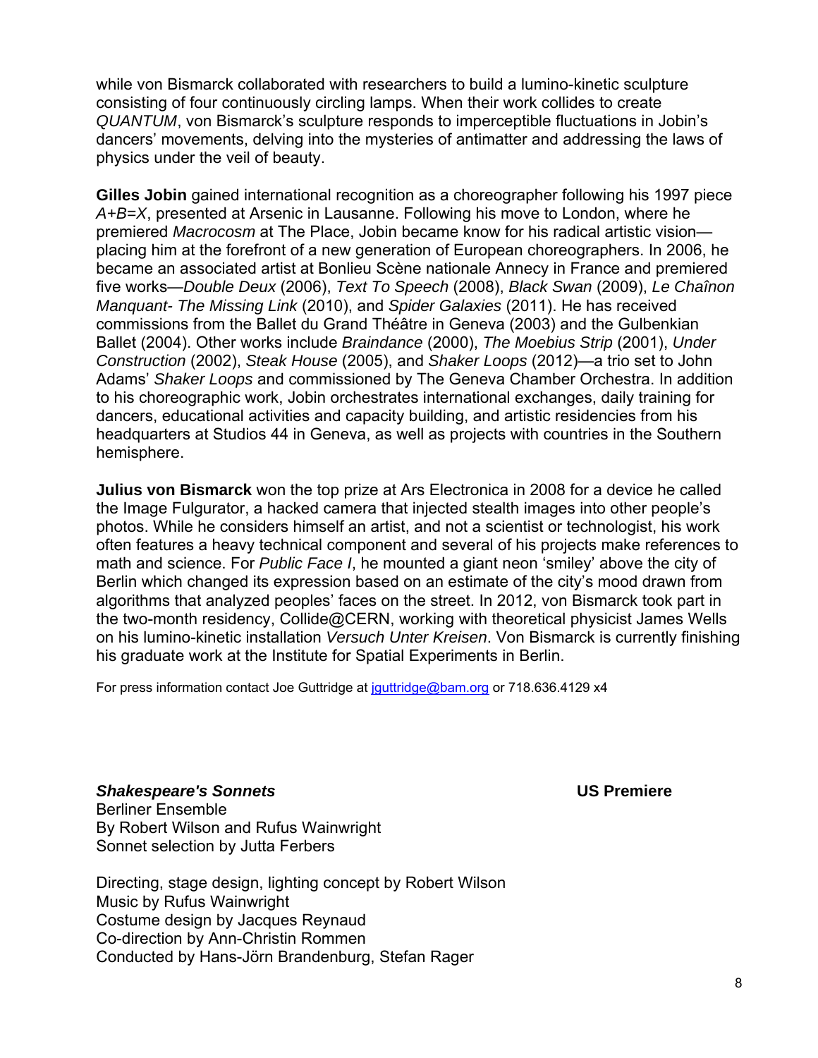while von Bismarck collaborated with researchers to build a lumino-kinetic sculpture consisting of four continuously circling lamps. When their work collides to create *QUANTUM*, von Bismarck's sculpture responds to imperceptible fluctuations in Jobin's dancers' movements, delving into the mysteries of antimatter and addressing the laws of physics under the veil of beauty.

**Gilles Jobin** gained international recognition as a choreographer following his 1997 piece *A+B=X*, presented at Arsenic in Lausanne. Following his move to London, where he premiered *Macrocosm* at The Place, Jobin became know for his radical artistic vision—placing him at the forefront of a new generation of European choreographers. In 2006, he became an associated artist at Bonlieu Scène nationale Annecy in France and premiered five works—*Double Deux* (2006), *Text To Speech* (2008), *Black Swan* (2009), *Le Chaînon Manquant- The Missing Link* (2010), and *Spider Galaxies* (2011). He has received commissions from the Ballet du Grand Théâtre in Geneva (2003) and the Gulbenkian Ballet (2004). Other works include *Braindance* (2000), *The Moebius Strip* (2001), *Under Construction* (2002), *Steak House* (2005), and *Shaker Loops* (2012)—a trio set to John Adams' *Shaker Loops* and commissioned by The Geneva Chamber Orchestra. In addition to his choreographic work, Jobin orchestrates international exchanges, daily training for dancers, educational activities and capacity building, and artistic residencies from his headquarters at Studios 44 in Geneva, as well as projects with countries in the Southern hemisphere.

**Julius von Bismarck** won the top prize at Ars Electronica in 2008 for a device he called the Image Fulgurator, a hacked camera that injected stealth images into other people's photos. While he considers himself an artist, and not a scientist or technologist, his work often features a heavy technical component and several of his projects make references to math and science. For *Public Face I*, he mounted a giant neon 'smiley' above the city of Berlin which changed its expression based on an estimate of the city's mood drawn from algorithms that analyzed peoples' faces on the street. In 2012, von Bismarck took part in the two-month residency, Collide@CERN, working with theoretical physicist James Wells on his lumino-kinetic installation *Versuch Unter Kreisen*. Von Bismarck is currently finishing his graduate work at the Institute for Spatial Experiments in Berlin.

For press information contact Joe Guttridge at jguttridge@bam.org or 718.636.4129 x4

***Shakespeare's Sonnets*** **US Premiere**
Berliner Ensemble
By Robert Wilson and Rufus Wainwright
Sonnet selection by Jutta Ferbers

Directing, stage design, lighting concept by Robert Wilson
Music by Rufus Wainwright
Costume design by Jacques Reynaud
Co-direction by Ann-Christin Rommen
Conducted by Hans-Jörn Brandenburg, Stefan Rager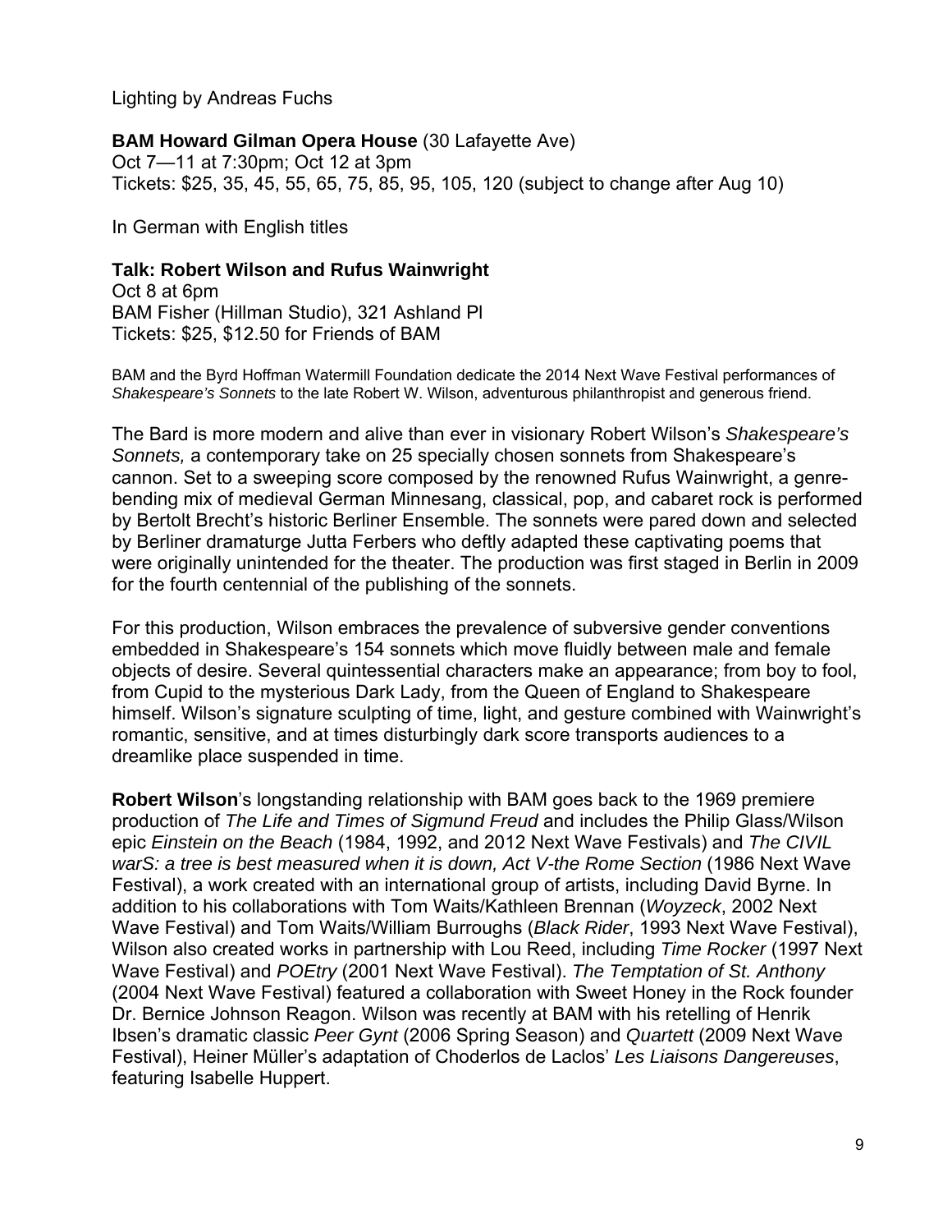Lighting by Andreas Fuchs

**BAM Howard Gilman Opera House** (30 Lafayette Ave)
Oct 7—11 at 7:30pm; Oct 12 at 3pm
Tickets: $25, 35, 45, 55, 65, 75, 85, 95, 105, 120 (subject to change after Aug 10)

In German with English titles

**Talk: Robert Wilson and Rufus Wainwright**
Oct 8 at 6pm
BAM Fisher (Hillman Studio), 321 Ashland Pl
Tickets: $25, $12.50 for Friends of BAM

BAM and the Byrd Hoffman Watermill Foundation dedicate the 2014 Next Wave Festival performances of *Shakespeare's Sonnets* to the late Robert W. Wilson, adventurous philanthropist and generous friend.

The Bard is more modern and alive than ever in visionary Robert Wilson's *Shakespeare's Sonnets,* a contemporary take on 25 specially chosen sonnets from Shakespeare's cannon. Set to a sweeping score composed by the renowned Rufus Wainwright, a genre-bending mix of medieval German Minnesang, classical, pop, and cabaret rock is performed by Bertolt Brecht's historic Berliner Ensemble. The sonnets were pared down and selected by Berliner dramaturge Jutta Ferbers who deftly adapted these captivating poems that were originally unintended for the theater. The production was first staged in Berlin in 2009 for the fourth centennial of the publishing of the sonnets.

For this production, Wilson embraces the prevalence of subversive gender conventions embedded in Shakespeare's 154 sonnets which move fluidly between male and female objects of desire. Several quintessential characters make an appearance; from boy to fool, from Cupid to the mysterious Dark Lady, from the Queen of England to Shakespeare himself. Wilson's signature sculpting of time, light, and gesture combined with Wainwright's romantic, sensitive, and at times disturbingly dark score transports audiences to a dreamlike place suspended in time.

**Robert Wilson**'s longstanding relationship with BAM goes back to the 1969 premiere production of *The Life and Times of Sigmund Freud* and includes the Philip Glass/Wilson epic *Einstein on the Beach* (1984, 1992, and 2012 Next Wave Festivals) and *The CIVIL warS: a tree is best measured when it is down, Act V-the Rome Section* (1986 Next Wave Festival), a work created with an international group of artists, including David Byrne. In addition to his collaborations with Tom Waits/Kathleen Brennan (*Woyzeck*, 2002 Next Wave Festival) and Tom Waits/William Burroughs (*Black Rider*, 1993 Next Wave Festival), Wilson also created works in partnership with Lou Reed, including *Time Rocker* (1997 Next Wave Festival) and *POEtry* (2001 Next Wave Festival). *The Temptation of St. Anthony* (2004 Next Wave Festival) featured a collaboration with Sweet Honey in the Rock founder Dr. Bernice Johnson Reagon. Wilson was recently at BAM with his retelling of Henrik Ibsen's dramatic classic *Peer Gynt* (2006 Spring Season) and *Quartett* (2009 Next Wave Festival), Heiner Müller's adaptation of Choderlos de Laclos' *Les Liaisons Dangereuses*, featuring Isabelle Huppert.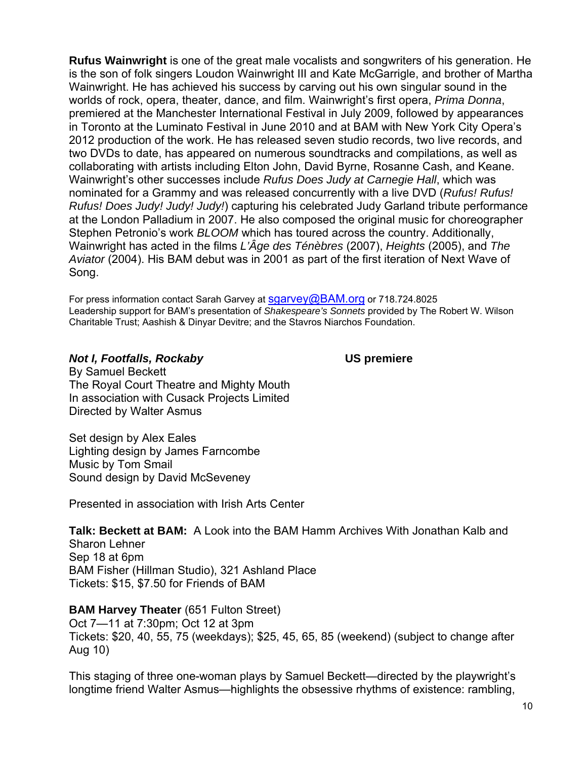**Rufus Wainwright** is one of the great male vocalists and songwriters of his generation. He is the son of folk singers Loudon Wainwright III and Kate McGarrigle, and brother of Martha Wainwright. He has achieved his success by carving out his own singular sound in the worlds of rock, opera, theater, dance, and film. Wainwright's first opera, *Prima Donna*, premiered at the Manchester International Festival in July 2009, followed by appearances in Toronto at the Luminato Festival in June 2010 and at BAM with New York City Opera's 2012 production of the work. He has released seven studio records, two live records, and two DVDs to date, has appeared on numerous soundtracks and compilations, as well as collaborating with artists including Elton John, David Byrne, Rosanne Cash, and Keane. Wainwright's other successes include *Rufus Does Judy at Carnegie Hall*, which was nominated for a Grammy and was released concurrently with a live DVD (*Rufus! Rufus! Rufus! Does Judy! Judy! Judy!*) capturing his celebrated Judy Garland tribute performance at the London Palladium in 2007. He also composed the original music for choreographer Stephen Petronio's work *BLOOM* which has toured across the country. Additionally, Wainwright has acted in the films *L'Âge des Ténèbres* (2007), *Heights* (2005), and *The Aviator* (2004). His BAM debut was in 2001 as part of the first iteration of Next Wave of Song.

For press information contact Sarah Garvey at sgarvey@BAM.org or 718.724.8025
Leadership support for BAM's presentation of *Shakespeare's Sonnets* provided by The Robert W. Wilson Charitable Trust; Aashish & Dinyar Devitre; and the Stavros Niarchos Foundation.

***Not I, Footfalls, Rockaby*** **US premiere**

By Samuel Beckett
The Royal Court Theatre and Mighty Mouth
In association with Cusack Projects Limited
Directed by Walter Asmus

Set design by Alex Eales
Lighting design by James Farncombe
Music by Tom Smail
Sound design by David McSeveney

Presented in association with Irish Arts Center

**Talk: Beckett at BAM:** A Look into the BAM Hamm Archives With Jonathan Kalb and Sharon Lehner
Sep 18 at 6pm
BAM Fisher (Hillman Studio), 321 Ashland Place
Tickets: $15, $7.50 for Friends of BAM

**BAM Harvey Theater** (651 Fulton Street)
Oct 7—11 at 7:30pm; Oct 12 at 3pm
Tickets: $20, 40, 55, 75 (weekdays); $25, 45, 65, 85 (weekend) (subject to change after Aug 10)

This staging of three one-woman plays by Samuel Beckett—directed by the playwright's longtime friend Walter Asmus—highlights the obsessive rhythms of existence: rambling,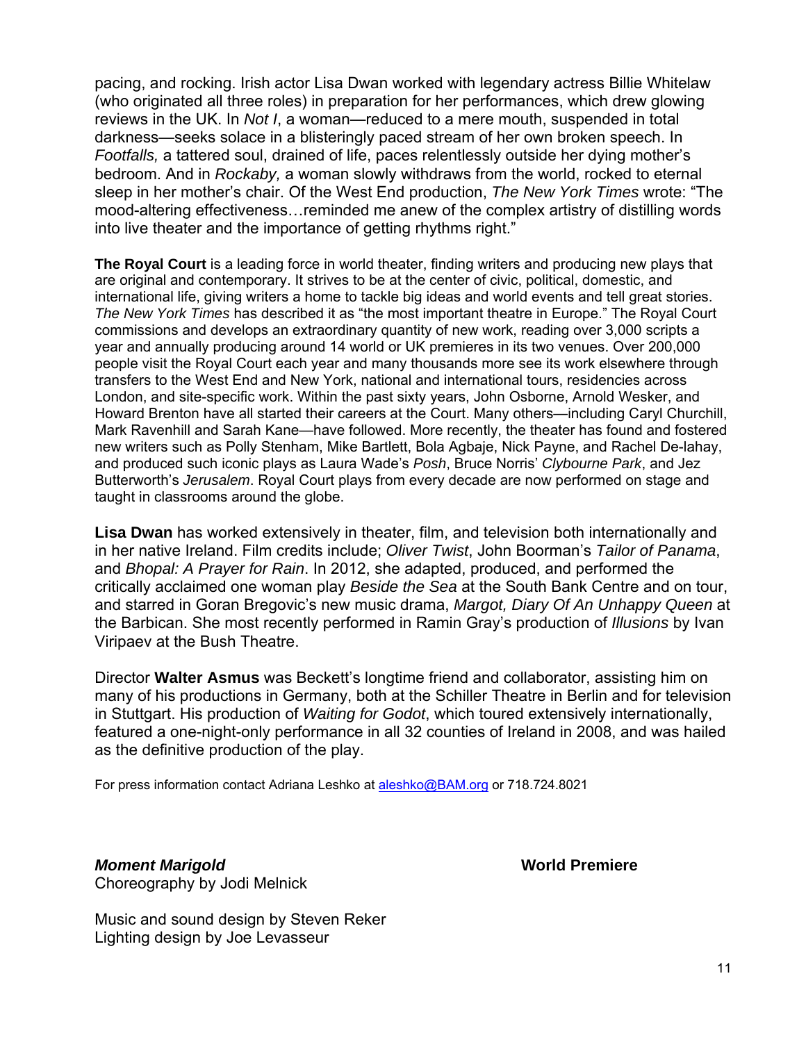pacing, and rocking. Irish actor Lisa Dwan worked with legendary actress Billie Whitelaw (who originated all three roles) in preparation for her performances, which drew glowing reviews in the UK. In *Not I*, a woman—reduced to a mere mouth, suspended in total darkness—seeks solace in a blisteringly paced stream of her own broken speech. In *Footfalls,* a tattered soul, drained of life, paces relentlessly outside her dying mother's bedroom. And in *Rockaby,* a woman slowly withdraws from the world, rocked to eternal sleep in her mother's chair. Of the West End production, *The New York Times* wrote: "The mood-altering effectiveness…reminded me anew of the complex artistry of distilling words into live theater and the importance of getting rhythms right."

**The Royal Court** is a leading force in world theater, finding writers and producing new plays that are original and contemporary. It strives to be at the center of civic, political, domestic, and international life, giving writers a home to tackle big ideas and world events and tell great stories. *The New York Times* has described it as "the most important theatre in Europe." The Royal Court commissions and develops an extraordinary quantity of new work, reading over 3,000 scripts a year and annually producing around 14 world or UK premieres in its two venues. Over 200,000 people visit the Royal Court each year and many thousands more see its work elsewhere through transfers to the West End and New York, national and international tours, residencies across London, and site-specific work. Within the past sixty years, John Osborne, Arnold Wesker, and Howard Brenton have all started their careers at the Court. Many others—including Caryl Churchill, Mark Ravenhill and Sarah Kane—have followed. More recently, the theater has found and fostered new writers such as Polly Stenham, Mike Bartlett, Bola Agbaje, Nick Payne, and Rachel De-lahay, and produced such iconic plays as Laura Wade's *Posh*, Bruce Norris' *Clybourne Park*, and Jez Butterworth's *Jerusalem*. Royal Court plays from every decade are now performed on stage and taught in classrooms around the globe.

**Lisa Dwan** has worked extensively in theater, film, and television both internationally and in her native Ireland. Film credits include; *Oliver Twist*, John Boorman's *Tailor of Panama*, and *Bhopal: A Prayer for Rain*. In 2012, she adapted, produced, and performed the critically acclaimed one woman play *Beside the Sea* at the South Bank Centre and on tour, and starred in Goran Bregovic's new music drama, *Margot, Diary Of An Unhappy Queen* at the Barbican. She most recently performed in Ramin Gray's production of *Illusions* by Ivan Viripaev at the Bush Theatre.

Director **Walter Asmus** was Beckett's longtime friend and collaborator, assisting him on many of his productions in Germany, both at the Schiller Theatre in Berlin and for television in Stuttgart. His production of *Waiting for Godot*, which toured extensively internationally, featured a one-night-only performance in all 32 counties of Ireland in 2008, and was hailed as the definitive production of the play.

For press information contact Adriana Leshko at aleshko@BAM.org or 718.724.8021

***Moment Marigold*** **World Premiere**
Choreography by Jodi Melnick

Music and sound design by Steven Reker
Lighting design by Joe Levasseur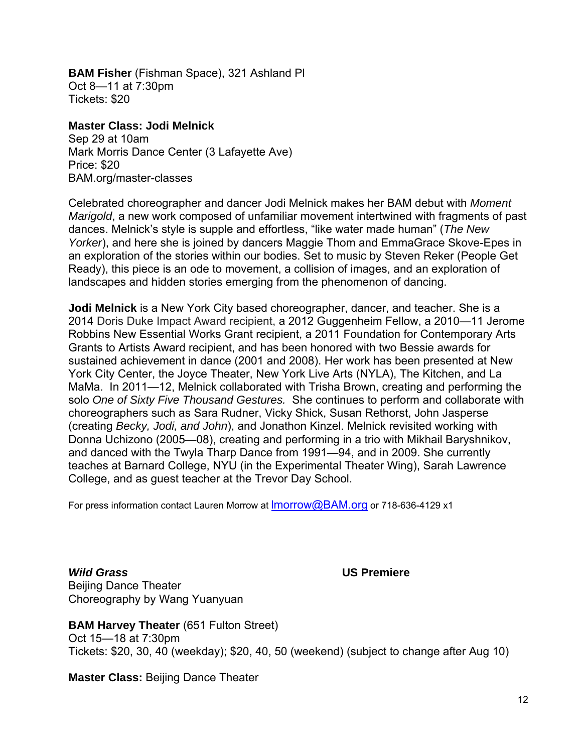**BAM Fisher** (Fishman Space), 321 Ashland Pl
Oct 8—11 at 7:30pm
Tickets: $20

**Master Class: Jodi Melnick**
Sep 29 at 10am
Mark Morris Dance Center (3 Lafayette Ave)
Price: $20
BAM.org/master-classes

Celebrated choreographer and dancer Jodi Melnick makes her BAM debut with *Moment Marigold*, a new work composed of unfamiliar movement intertwined with fragments of past dances. Melnick's style is supple and effortless, "like water made human" (*The New Yorker*), and here she is joined by dancers Maggie Thom and EmmaGrace Skove-Epes in an exploration of the stories within our bodies. Set to music by Steven Reker (People Get Ready), this piece is an ode to movement, a collision of images, and an exploration of landscapes and hidden stories emerging from the phenomenon of dancing.

**Jodi Melnick** is a New York City based choreographer, dancer, and teacher. She is a 2014 Doris Duke Impact Award recipient, a 2012 Guggenheim Fellow, a 2010—11 Jerome Robbins New Essential Works Grant recipient, a 2011 Foundation for Contemporary Arts Grants to Artists Award recipient, and has been honored with two Bessie awards for sustained achievement in dance (2001 and 2008). Her work has been presented at New York City Center, the Joyce Theater, New York Live Arts (NYLA), The Kitchen, and La MaMa. In 2011—12, Melnick collaborated with Trisha Brown, creating and performing the solo *One of Sixty Five Thousand Gestures.* She continues to perform and collaborate with choreographers such as Sara Rudner, Vicky Shick, Susan Rethorst, John Jasperse (creating *Becky, Jodi, and John*), and Jonathon Kinzel. Melnick revisited working with Donna Uchizono (2005—08), creating and performing in a trio with Mikhail Baryshnikov, and danced with the Twyla Tharp Dance from 1991—94, and in 2009. She currently teaches at Barnard College, NYU (in the Experimental Theater Wing), Sarah Lawrence College, and as guest teacher at the Trevor Day School.

For press information contact Lauren Morrow at lmorrow@BAM.org or 718-636-4129 x1

***Wild Grass*** **US Premiere**
Beijing Dance Theater
Choreography by Wang Yuanyuan

**BAM Harvey Theater** (651 Fulton Street)
Oct 15—18 at 7:30pm
Tickets: $20, 30, 40 (weekday); $20, 40, 50 (weekend) (subject to change after Aug 10)

**Master Class:** Beijing Dance Theater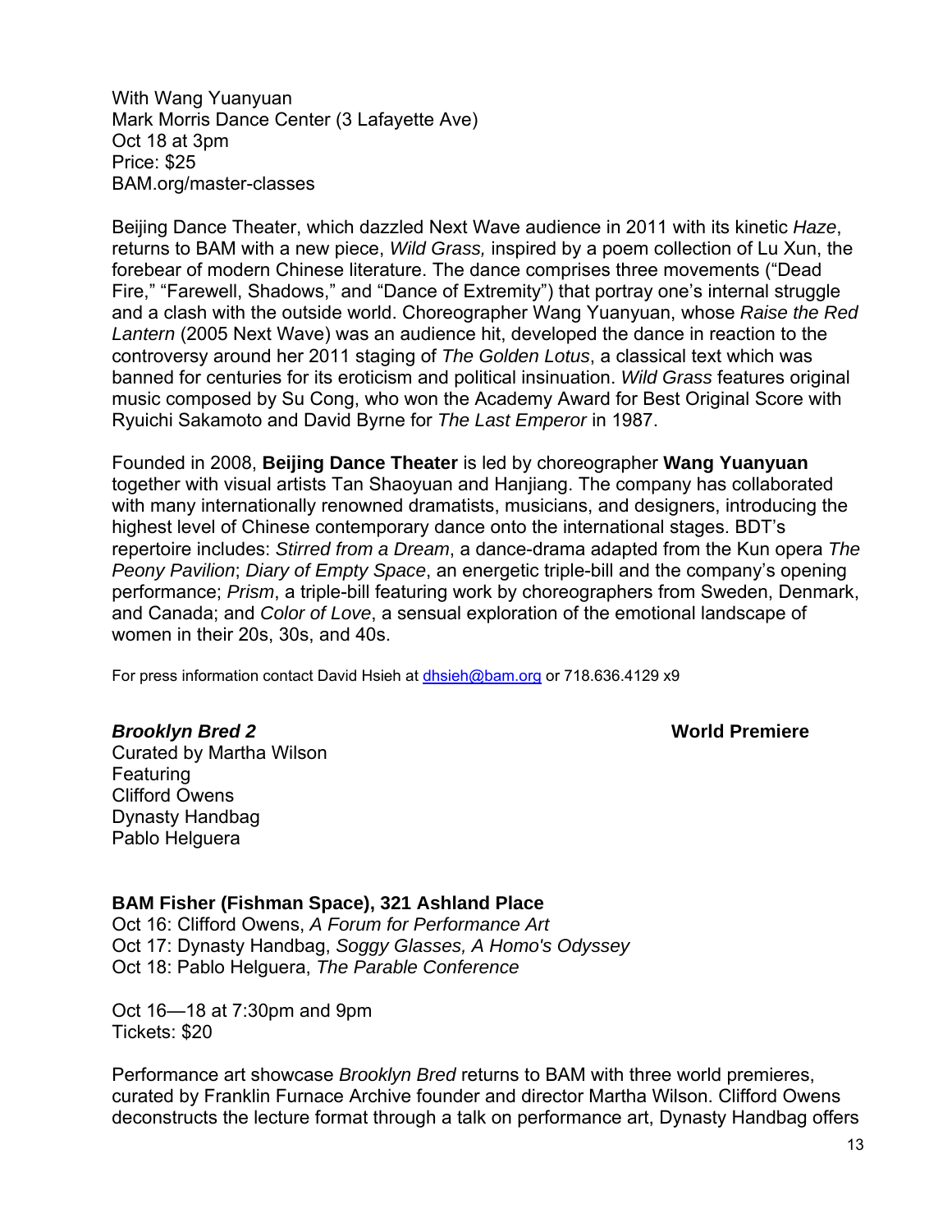With Wang Yuanyuan
Mark Morris Dance Center (3 Lafayette Ave)
Oct 18 at 3pm
Price: $25
BAM.org/master-classes

Beijing Dance Theater, which dazzled Next Wave audience in 2011 with its kinetic *Haze*, returns to BAM with a new piece, *Wild Grass,* inspired by a poem collection of Lu Xun, the forebear of modern Chinese literature. The dance comprises three movements ("Dead Fire," "Farewell, Shadows," and "Dance of Extremity") that portray one's internal struggle and a clash with the outside world. Choreographer Wang Yuanyuan, whose *Raise the Red Lantern* (2005 Next Wave) was an audience hit, developed the dance in reaction to the controversy around her 2011 staging of *The Golden Lotus*, a classical text which was banned for centuries for its eroticism and political insinuation. *Wild Grass* features original music composed by Su Cong, who won the Academy Award for Best Original Score with Ryuichi Sakamoto and David Byrne for *The Last Emperor* in 1987.

Founded in 2008, **Beijing Dance Theater** is led by choreographer **Wang Yuanyuan** together with visual artists Tan Shaoyuan and Hanjiang. The company has collaborated with many internationally renowned dramatists, musicians, and designers, introducing the highest level of Chinese contemporary dance onto the international stages. BDT's repertoire includes: *Stirred from a Dream*, a dance-drama adapted from the Kun opera *The Peony Pavilion*; *Diary of Empty Space*, an energetic triple-bill and the company's opening performance; *Prism*, a triple-bill featuring work by choreographers from Sweden, Denmark, and Canada; and *Color of Love*, a sensual exploration of the emotional landscape of women in their 20s, 30s, and 40s.

For press information contact David Hsieh at dhsieh@bam.org or 718.636.4129 x9

***Brooklyn Bred 2*** **World Premiere**
Curated by Martha Wilson
Featuring
Clifford Owens
Dynasty Handbag
Pablo Helguera

**BAM Fisher (Fishman Space), 321 Ashland Place**
Oct 16: Clifford Owens, *A Forum for Performance Art*
Oct 17: Dynasty Handbag, *Soggy Glasses, A Homo's Odyssey*
Oct 18: Pablo Helguera, *The Parable Conference*

Oct 16—18 at 7:30pm and 9pm
Tickets: $20

Performance art showcase *Brooklyn Bred* returns to BAM with three world premieres, curated by Franklin Furnace Archive founder and director Martha Wilson. Clifford Owens deconstructs the lecture format through a talk on performance art, Dynasty Handbag offers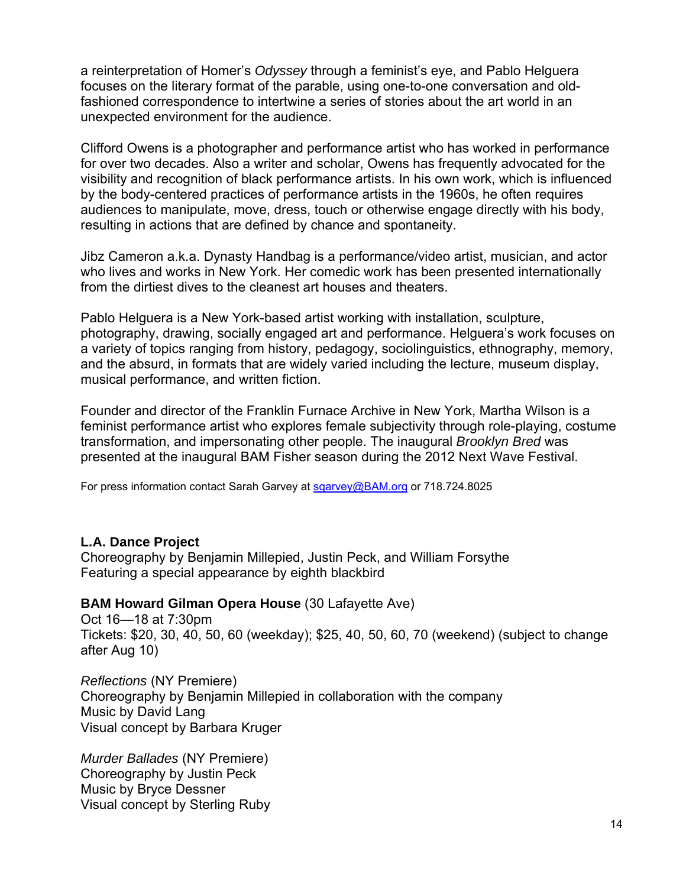a reinterpretation of Homer's *Odyssey* through a feminist's eye, and Pablo Helguera focuses on the literary format of the parable, using one-to-one conversation and old-fashioned correspondence to intertwine a series of stories about the art world in an unexpected environment for the audience.

Clifford Owens is a photographer and performance artist who has worked in performance for over two decades. Also a writer and scholar, Owens has frequently advocated for the visibility and recognition of black performance artists. In his own work, which is influenced by the body-centered practices of performance artists in the 1960s, he often requires audiences to manipulate, move, dress, touch or otherwise engage directly with his body, resulting in actions that are defined by chance and spontaneity.

Jibz Cameron a.k.a. Dynasty Handbag is a performance/video artist, musician, and actor who lives and works in New York. Her comedic work has been presented internationally from the dirtiest dives to the cleanest art houses and theaters.

Pablo Helguera is a New York-based artist working with installation, sculpture, photography, drawing, socially engaged art and performance. Helguera's work focuses on a variety of topics ranging from history, pedagogy, sociolinguistics, ethnography, memory, and the absurd, in formats that are widely varied including the lecture, museum display, musical performance, and written fiction.

Founder and director of the Franklin Furnace Archive in New York, Martha Wilson is a feminist performance artist who explores female subjectivity through role-playing, costume transformation, and impersonating other people. The inaugural *Brooklyn Bred* was presented at the inaugural BAM Fisher season during the 2012 Next Wave Festival.

For press information contact Sarah Garvey at sgarvey@BAM.org or 718.724.8025

**L.A. Dance Project**
Choreography by Benjamin Millepied, Justin Peck, and William Forsythe
Featuring a special appearance by eighth blackbird

**BAM Howard Gilman Opera House** (30 Lafayette Ave)
Oct 16—18 at 7:30pm
Tickets: $20, 30, 40, 50, 60 (weekday); $25, 40, 50, 60, 70 (weekend) (subject to change after Aug 10)

*Reflections* (NY Premiere)
Choreography by Benjamin Millepied in collaboration with the company
Music by David Lang
Visual concept by Barbara Kruger

*Murder Ballades* (NY Premiere)
Choreography by Justin Peck
Music by Bryce Dessner
Visual concept by Sterling Ruby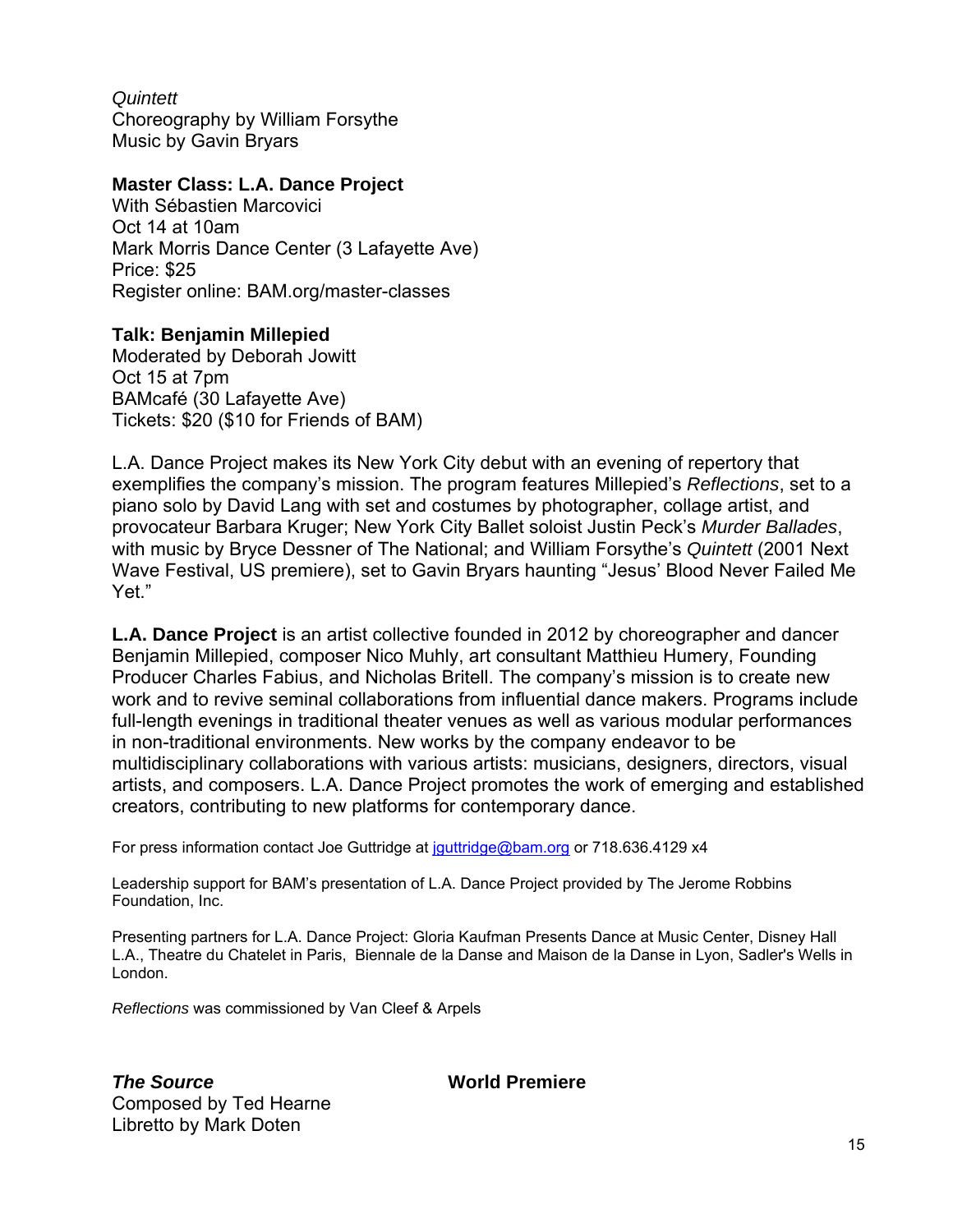*Quintett*
Choreography by William Forsythe
Music by Gavin Bryars

**Master Class: L.A. Dance Project**
With Sébastien Marcovici
Oct 14 at 10am
Mark Morris Dance Center (3 Lafayette Ave)
Price: $25
Register online: BAM.org/master-classes

**Talk: Benjamin Millepied**
Moderated by Deborah Jowitt
Oct 15 at 7pm
BAMcafé (30 Lafayette Ave)
Tickets: $20 ($10 for Friends of BAM)

L.A. Dance Project makes its New York City debut with an evening of repertory that exemplifies the company's mission. The program features Millepied's *Reflections*, set to a piano solo by David Lang with set and costumes by photographer, collage artist, and provocateur Barbara Kruger; New York City Ballet soloist Justin Peck's *Murder Ballades*, with music by Bryce Dessner of The National; and William Forsythe's *Quintett* (2001 Next Wave Festival, US premiere), set to Gavin Bryars haunting "Jesus' Blood Never Failed Me Yet."

**L.A. Dance Project** is an artist collective founded in 2012 by choreographer and dancer Benjamin Millepied, composer Nico Muhly, art consultant Matthieu Humery, Founding Producer Charles Fabius, and Nicholas Britell. The company's mission is to create new work and to revive seminal collaborations from influential dance makers. Programs include full-length evenings in traditional theater venues as well as various modular performances in non-traditional environments. New works by the company endeavor to be multidisciplinary collaborations with various artists: musicians, designers, directors, visual artists, and composers. L.A. Dance Project promotes the work of emerging and established creators, contributing to new platforms for contemporary dance.

For press information contact Joe Guttridge at jguttridge@bam.org or 718.636.4129 x4

Leadership support for BAM's presentation of L.A. Dance Project provided by The Jerome Robbins Foundation, Inc.

Presenting partners for L.A. Dance Project: Gloria Kaufman Presents Dance at Music Center, Disney Hall L.A., Theatre du Chatelet in Paris, Biennale de la Danse and Maison de la Danse in Lyon, Sadler's Wells in London.

*Reflections* was commissioned by Van Cleef & Arpels

***The Source*** **World Premiere**
Composed by Ted Hearne
Libretto by Mark Doten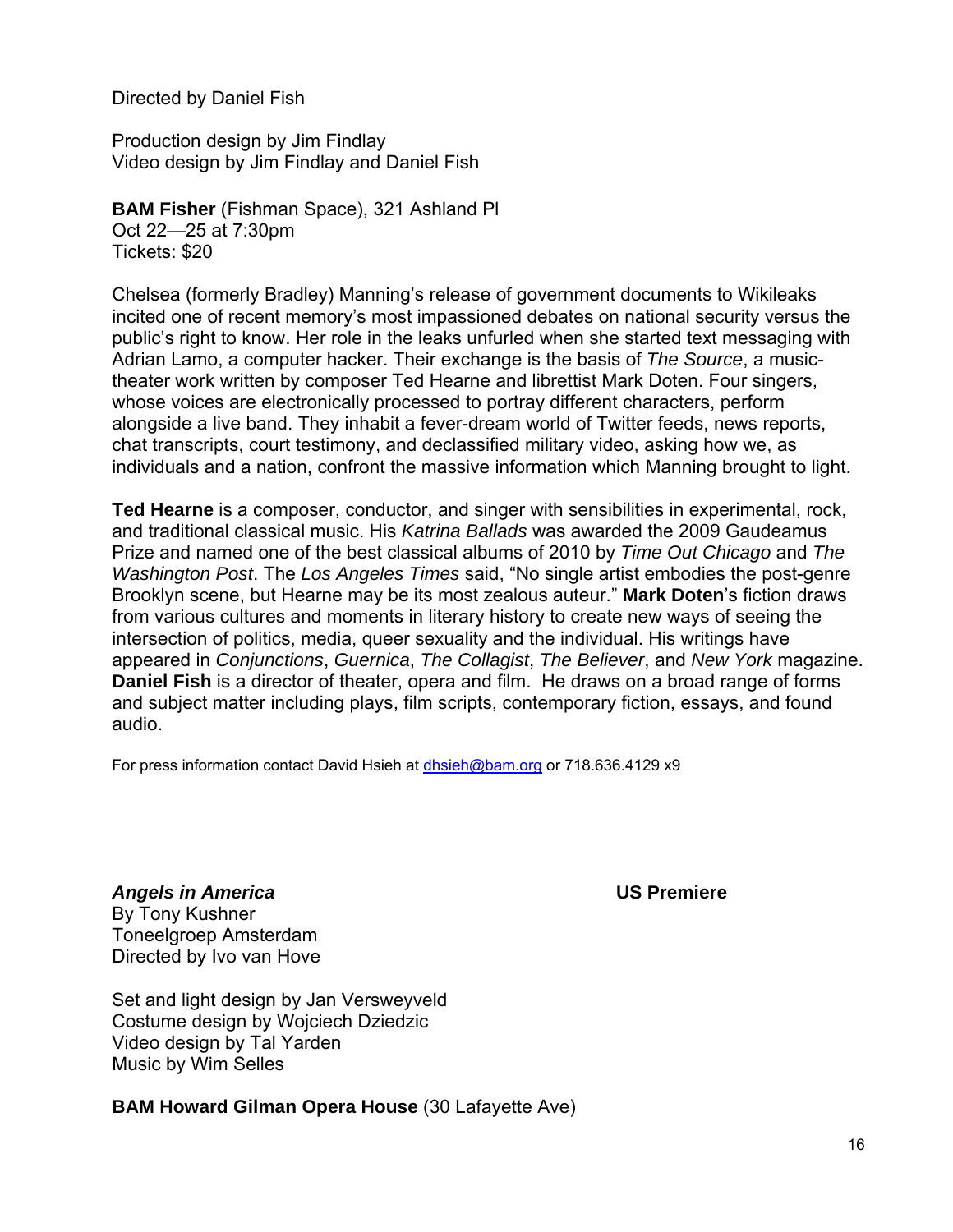Directed by Daniel Fish

Production design by Jim Findlay
Video design by Jim Findlay and Daniel Fish

**BAM Fisher** (Fishman Space), 321 Ashland Pl
Oct 22—25 at 7:30pm
Tickets: $20

Chelsea (formerly Bradley) Manning's release of government documents to Wikileaks incited one of recent memory's most impassioned debates on national security versus the public's right to know. Her role in the leaks unfurled when she started text messaging with Adrian Lamo, a computer hacker. Their exchange is the basis of *The Source*, a music-theater work written by composer Ted Hearne and librettist Mark Doten. Four singers, whose voices are electronically processed to portray different characters, perform alongside a live band. They inhabit a fever-dream world of Twitter feeds, news reports, chat transcripts, court testimony, and declassified military video, asking how we, as individuals and a nation, confront the massive information which Manning brought to light.

**Ted Hearne** is a composer, conductor, and singer with sensibilities in experimental, rock, and traditional classical music. His *Katrina Ballads* was awarded the 2009 Gaudeamus Prize and named one of the best classical albums of 2010 by *Time Out Chicago* and *The Washington Post*. The *Los Angeles Times* said, "No single artist embodies the post-genre Brooklyn scene, but Hearne may be its most zealous auteur." **Mark Doten**'s fiction draws from various cultures and moments in literary history to create new ways of seeing the intersection of politics, media, queer sexuality and the individual. His writings have appeared in *Conjunctions*, *Guernica*, *The Collagist*, *The Believer*, and *New York* magazine. **Daniel Fish** is a director of theater, opera and film. He draws on a broad range of forms and subject matter including plays, film scripts, contemporary fiction, essays, and found audio.

For press information contact David Hsieh at dhsieh@bam.org or 718.636.4129 x9

***Angels in America*** **US Premiere**

By Tony Kushner
Toneelgroep Amsterdam
Directed by Ivo van Hove

Set and light design by Jan Versweyveld
Costume design by Wojciech Dziedzic
Video design by Tal Yarden
Music by Wim Selles

**BAM Howard Gilman Opera House** (30 Lafayette Ave)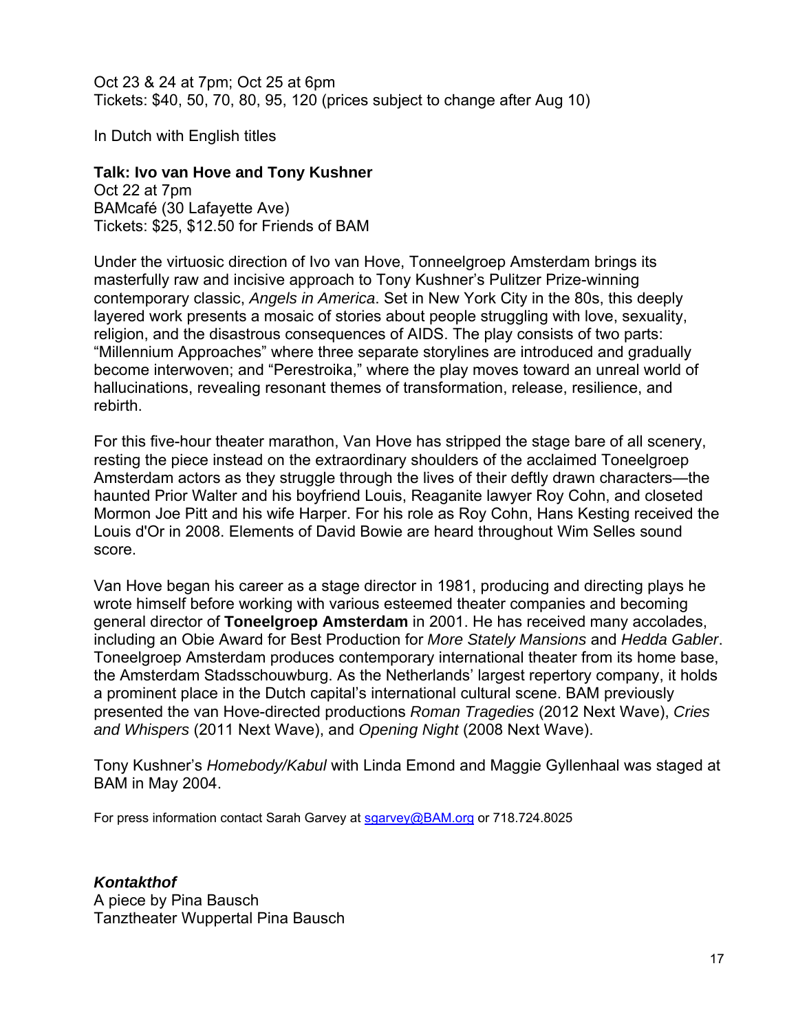Oct 23 & 24 at 7pm; Oct 25 at 6pm
Tickets: $40, 50, 70, 80, 95, 120 (prices subject to change after Aug 10)

In Dutch with English titles

**Talk: Ivo van Hove and Tony Kushner**
Oct 22 at 7pm
BAMcafé (30 Lafayette Ave)
Tickets: $25, $12.50 for Friends of BAM

Under the virtuosic direction of Ivo van Hove, Tonneelgroep Amsterdam brings its masterfully raw and incisive approach to Tony Kushner's Pulitzer Prize-winning contemporary classic, *Angels in America*. Set in New York City in the 80s, this deeply layered work presents a mosaic of stories about people struggling with love, sexuality, religion, and the disastrous consequences of AIDS. The play consists of two parts: "Millennium Approaches" where three separate storylines are introduced and gradually become interwoven; and "Perestroika," where the play moves toward an unreal world of hallucinations, revealing resonant themes of transformation, release, resilience, and rebirth.

For this five-hour theater marathon, Van Hove has stripped the stage bare of all scenery, resting the piece instead on the extraordinary shoulders of the acclaimed Toneelgroep Amsterdam actors as they struggle through the lives of their deftly drawn characters—the haunted Prior Walter and his boyfriend Louis, Reaganite lawyer Roy Cohn, and closeted Mormon Joe Pitt and his wife Harper. For his role as Roy Cohn, Hans Kesting received the Louis d'Or in 2008. Elements of David Bowie are heard throughout Wim Selles sound score.

Van Hove began his career as a stage director in 1981, producing and directing plays he wrote himself before working with various esteemed theater companies and becoming general director of **Toneelgroep Amsterdam** in 2001. He has received many accolades, including an Obie Award for Best Production for *More Stately Mansions* and *Hedda Gabler*. Toneelgroep Amsterdam produces contemporary international theater from its home base, the Amsterdam Stadsschouwburg. As the Netherlands' largest repertory company, it holds a prominent place in the Dutch capital's international cultural scene. BAM previously presented the van Hove-directed productions *Roman Tragedies* (2012 Next Wave), *Cries and Whispers* (2011 Next Wave), and *Opening Night* (2008 Next Wave).

Tony Kushner's *Homebody/Kabul* with Linda Emond and Maggie Gyllenhaal was staged at BAM in May 2004.

For press information contact Sarah Garvey at sgarvey@BAM.org or 718.724.8025

***Kontakthof***
A piece by Pina Bausch
Tanztheater Wuppertal Pina Bausch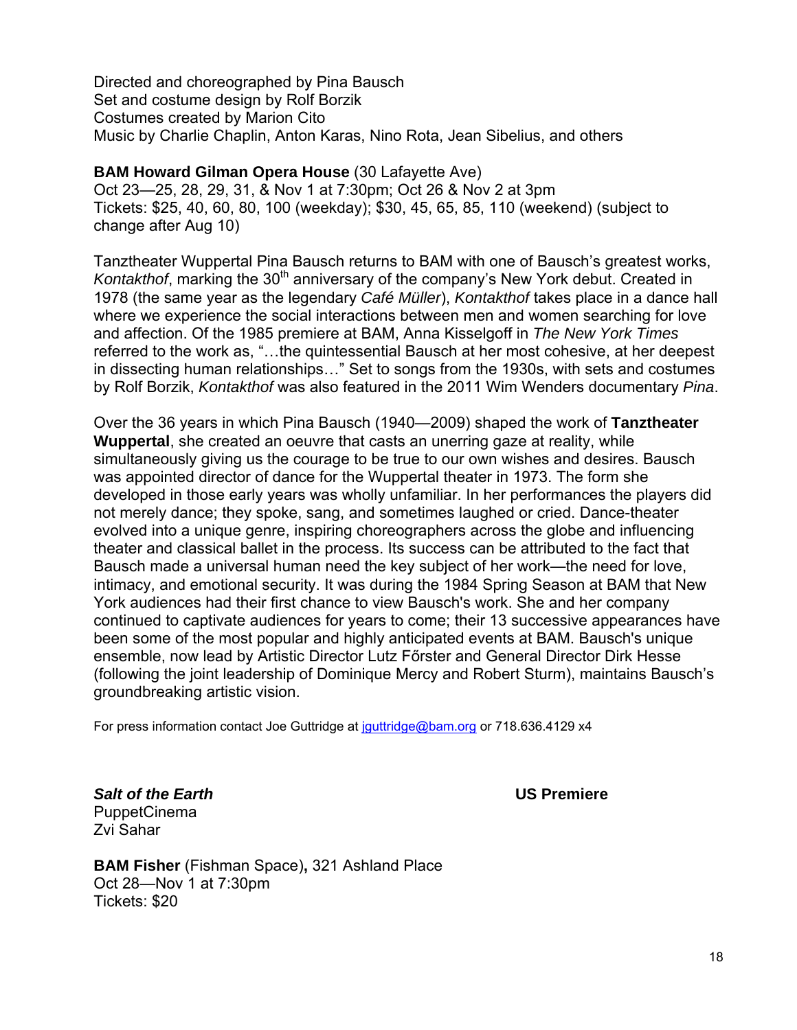Directed and choreographed by Pina Bausch
Set and costume design by Rolf Borzik
Costumes created by Marion Cito
Music by Charlie Chaplin, Anton Karas, Nino Rota, Jean Sibelius, and others

**BAM Howard Gilman Opera House** (30 Lafayette Ave)
Oct 23—25, 28, 29, 31, & Nov 1 at 7:30pm; Oct 26 & Nov 2 at 3pm
Tickets: $25, 40, 60, 80, 100 (weekday); $30, 45, 65, 85, 110 (weekend) (subject to change after Aug 10)

Tanztheater Wuppertal Pina Bausch returns to BAM with one of Bausch's greatest works, *Kontakthof*, marking the 30th anniversary of the company's New York debut. Created in 1978 (the same year as the legendary *Café Müller*), *Kontakthof* takes place in a dance hall where we experience the social interactions between men and women searching for love and affection. Of the 1985 premiere at BAM, Anna Kisselgoff in *The New York Times* referred to the work as, "…the quintessential Bausch at her most cohesive, at her deepest in dissecting human relationships…" Set to songs from the 1930s, with sets and costumes by Rolf Borzik, *Kontakthof* was also featured in the 2011 Wim Wenders documentary *Pina*.

Over the 36 years in which Pina Bausch (1940—2009) shaped the work of **Tanztheater Wuppertal**, she created an oeuvre that casts an unerring gaze at reality, while simultaneously giving us the courage to be true to our own wishes and desires. Bausch was appointed director of dance for the Wuppertal theater in 1973. The form she developed in those early years was wholly unfamiliar. In her performances the players did not merely dance; they spoke, sang, and sometimes laughed or cried. Dance-theater evolved into a unique genre, inspiring choreographers across the globe and influencing theater and classical ballet in the process. Its success can be attributed to the fact that Bausch made a universal human need the key subject of her work—the need for love, intimacy, and emotional security. It was during the 1984 Spring Season at BAM that New York audiences had their first chance to view Bausch's work. She and her company continued to captivate audiences for years to come; their 13 successive appearances have been some of the most popular and highly anticipated events at BAM. Bausch's unique ensemble, now lead by Artistic Director Lutz Főrster and General Director Dirk Hesse (following the joint leadership of Dominique Mercy and Robert Sturm), maintains Bausch's groundbreaking artistic vision.

For press information contact Joe Guttridge at jguttridge@bam.org or 718.636.4129 x4

***Salt of the Earth*** **US Premiere**
PuppetCinema
Zvi Sahar

**BAM Fisher** (Fishman Space)**,** 321 Ashland Place
Oct 28—Nov 1 at 7:30pm
Tickets: $20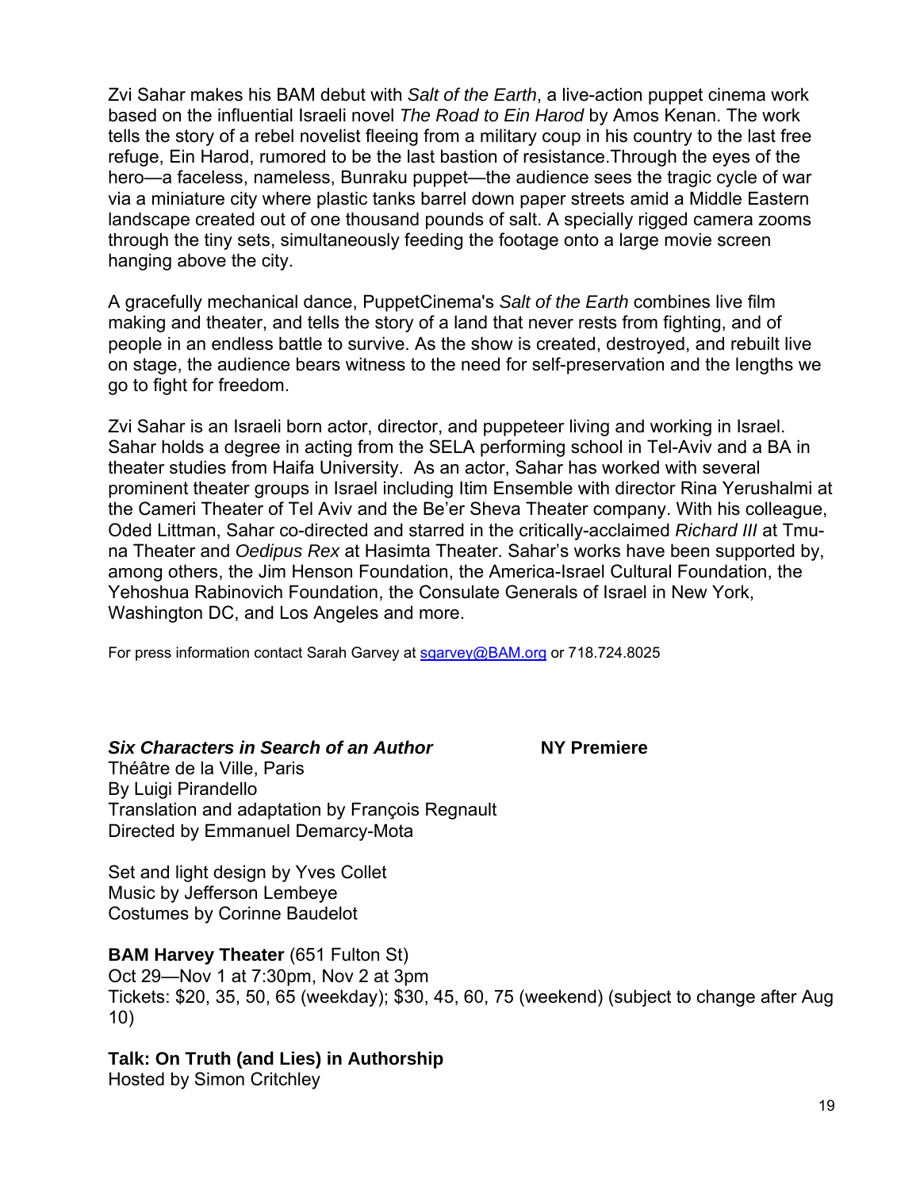Zvi Sahar makes his BAM debut with *Salt of the Earth*, a live-action puppet cinema work based on the influential Israeli novel *The Road to Ein Harod* by Amos Kenan. The work tells the story of a rebel novelist fleeing from a military coup in his country to the last free refuge, Ein Harod, rumored to be the last bastion of resistance.Through the eyes of the hero—a faceless, nameless, Bunraku puppet—the audience sees the tragic cycle of war via a miniature city where plastic tanks barrel down paper streets amid a Middle Eastern landscape created out of one thousand pounds of salt. A specially rigged camera zooms through the tiny sets, simultaneously feeding the footage onto a large movie screen hanging above the city.

A gracefully mechanical dance, PuppetCinema's *Salt of the Earth* combines live film making and theater, and tells the story of a land that never rests from fighting, and of people in an endless battle to survive. As the show is created, destroyed, and rebuilt live on stage, the audience bears witness to the need for self-preservation and the lengths we go to fight for freedom.

Zvi Sahar is an Israeli born actor, director, and puppeteer living and working in Israel. Sahar holds a degree in acting from the SELA performing school in Tel-Aviv and a BA in theater studies from Haifa University. As an actor, Sahar has worked with several prominent theater groups in Israel including Itim Ensemble with director Rina Yerushalmi at the Cameri Theater of Tel Aviv and the Be'er Sheva Theater company. With his colleague, Oded Littman, Sahar co-directed and starred in the critically-acclaimed *Richard III* at Tmu-na Theater and *Oedipus Rex* at Hasimta Theater. Sahar's works have been supported by, among others, the Jim Henson Foundation, the America-Israel Cultural Foundation, the Yehoshua Rabinovich Foundation, the Consulate Generals of Israel in New York, Washington DC, and Los Angeles and more.

For press information contact Sarah Garvey at sgarvey@BAM.org or 718.724.8025

***Six Characters in Search of an Author*** **NY Premiere**
Théâtre de la Ville, Paris
By Luigi Pirandello
Translation and adaptation by François Regnault
Directed by Emmanuel Demarcy-Mota

Set and light design by Yves Collet
Music by Jefferson Lembeye
Costumes by Corinne Baudelot

**BAM Harvey Theater** (651 Fulton St)
Oct 29—Nov 1 at 7:30pm, Nov 2 at 3pm
Tickets: $20, 35, 50, 65 (weekday); $30, 45, 60, 75 (weekend) (subject to change after Aug 10)

**Talk: On Truth (and Lies) in Authorship**
Hosted by Simon Critchley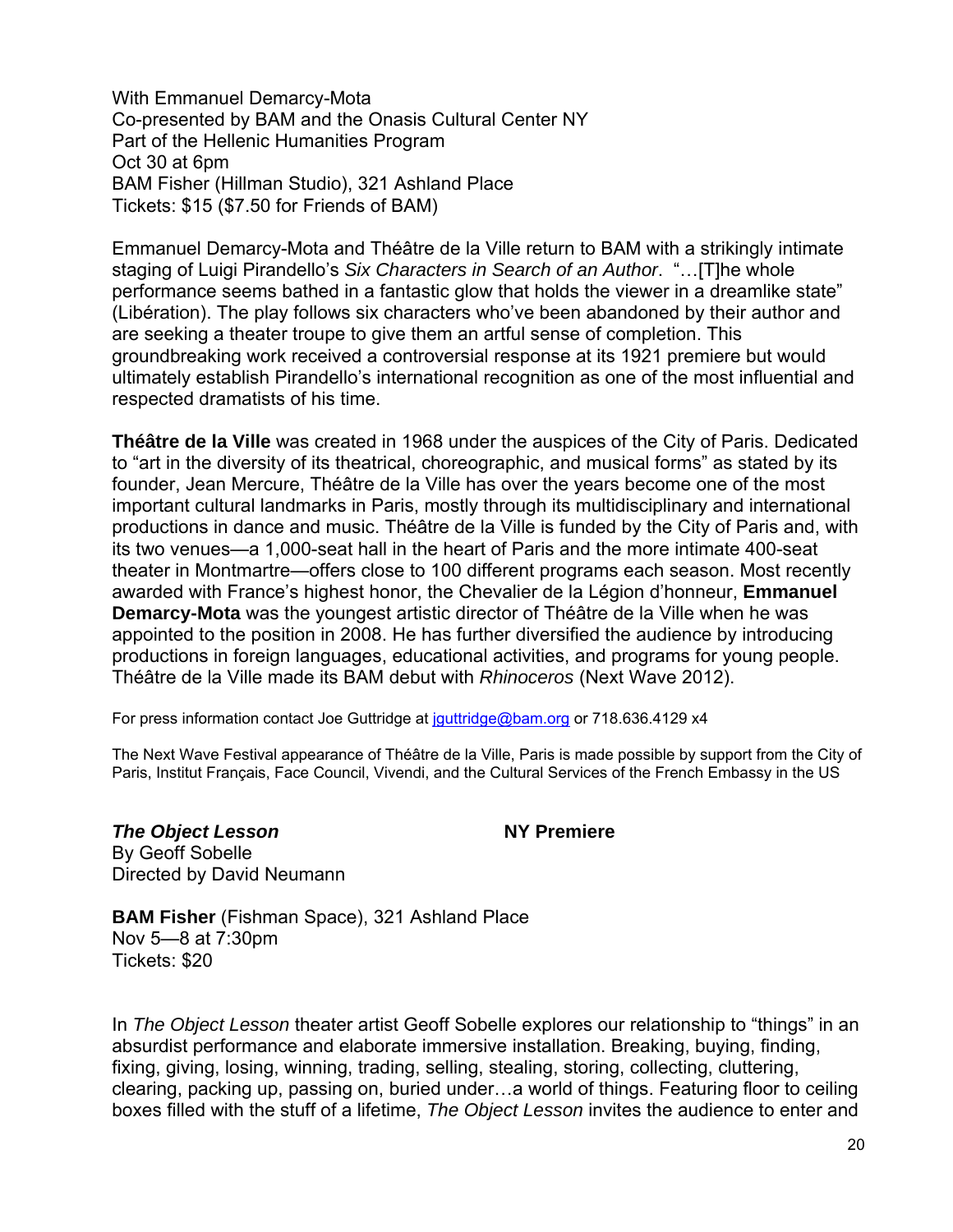With Emmanuel Demarcy-Mota
Co-presented by BAM and the Onasis Cultural Center NY
Part of the Hellenic Humanities Program
Oct 30 at 6pm
BAM Fisher (Hillman Studio), 321 Ashland Place
Tickets: $15 ($7.50 for Friends of BAM)

Emmanuel Demarcy-Mota and Théâtre de la Ville return to BAM with a strikingly intimate staging of Luigi Pirandello's *Six Characters in Search of an Author*. "…[T]he whole performance seems bathed in a fantastic glow that holds the viewer in a dreamlike state" (Libération). The play follows six characters who've been abandoned by their author and are seeking a theater troupe to give them an artful sense of completion. This groundbreaking work received a controversial response at its 1921 premiere but would ultimately establish Pirandello's international recognition as one of the most influential and respected dramatists of his time.

**Théâtre de la Ville** was created in 1968 under the auspices of the City of Paris. Dedicated to "art in the diversity of its theatrical, choreographic, and musical forms" as stated by its founder, Jean Mercure, Théâtre de la Ville has over the years become one of the most important cultural landmarks in Paris, mostly through its multidisciplinary and international productions in dance and music. Théâtre de la Ville is funded by the City of Paris and, with its two venues—a 1,000-seat hall in the heart of Paris and the more intimate 400-seat theater in Montmartre—offers close to 100 different programs each season. Most recently awarded with France's highest honor, the Chevalier de la Légion d'honneur, **Emmanuel Demarcy-Mota** was the youngest artistic director of Théâtre de la Ville when he was appointed to the position in 2008. He has further diversified the audience by introducing productions in foreign languages, educational activities, and programs for young people. Théâtre de la Ville made its BAM debut with *Rhinoceros* (Next Wave 2012).

For press information contact Joe Guttridge at jguttridge@bam.org or 718.636.4129 x4

The Next Wave Festival appearance of Théâtre de la Ville, Paris is made possible by support from the City of Paris, Institut Français, Face Council, Vivendi, and the Cultural Services of the French Embassy in the US

***The Object Lesson*** **NY Premiere**
By Geoff Sobelle
Directed by David Neumann

**BAM Fisher** (Fishman Space), 321 Ashland Place
Nov 5—8 at 7:30pm
Tickets: $20

In *The Object Lesson* theater artist Geoff Sobelle explores our relationship to "things" in an absurdist performance and elaborate immersive installation. Breaking, buying, finding, fixing, giving, losing, winning, trading, selling, stealing, storing, collecting, cluttering, clearing, packing up, passing on, buried under…a world of things. Featuring floor to ceiling boxes filled with the stuff of a lifetime, *The Object Lesson* invites the audience to enter and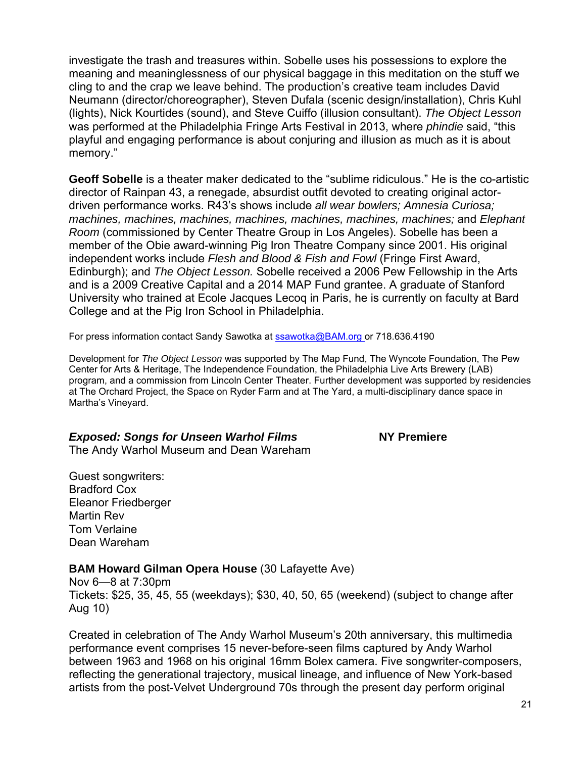investigate the trash and treasures within. Sobelle uses his possessions to explore the meaning and meaninglessness of our physical baggage in this meditation on the stuff we cling to and the crap we leave behind. The production's creative team includes David Neumann (director/choreographer), Steven Dufala (scenic design/installation), Chris Kuhl (lights), Nick Kourtides (sound), and Steve Cuiffo (illusion consultant). *The Object Lesson* was performed at the Philadelphia Fringe Arts Festival in 2013, where *phindie* said, "this playful and engaging performance is about conjuring and illusion as much as it is about memory."

**Geoff Sobelle** is a theater maker dedicated to the "sublime ridiculous." He is the co-artistic director of Rainpan 43, a renegade, absurdist outfit devoted to creating original actor-driven performance works. R43's shows include *all wear bowlers; Amnesia Curiosa; machines, machines, machines, machines, machines, machines, machines;* and *Elephant Room* (commissioned by Center Theatre Group in Los Angeles). Sobelle has been a member of the Obie award-winning Pig Iron Theatre Company since 2001. His original independent works include *Flesh and Blood & Fish and Fowl* (Fringe First Award, Edinburgh); and *The Object Lesson.* Sobelle received a 2006 Pew Fellowship in the Arts and is a 2009 Creative Capital and a 2014 MAP Fund grantee. A graduate of Stanford University who trained at Ecole Jacques Lecoq in Paris, he is currently on faculty at Bard College and at the Pig Iron School in Philadelphia.

For press information contact Sandy Sawotka at ssawotka@BAM.org or 718.636.4190

Development for *The Object Lesson* was supported by The Map Fund, The Wyncote Foundation, The Pew Center for Arts & Heritage, The Independence Foundation, the Philadelphia Live Arts Brewery (LAB) program, and a commission from Lincoln Center Theater. Further development was supported by residencies at The Orchard Project, the Space on Ryder Farm and at The Yard, a multi-disciplinary dance space in Martha's Vineyard.

***Exposed: Songs for Unseen Warhol Films*** **NY Premiere**
The Andy Warhol Museum and Dean Wareham

Guest songwriters:
Bradford Cox
Eleanor Friedberger
Martin Rev
Tom Verlaine
Dean Wareham

**BAM Howard Gilman Opera House** (30 Lafayette Ave)
Nov 6—8 at 7:30pm
Tickets: $25, 35, 45, 55 (weekdays); $30, 40, 50, 65 (weekend) (subject to change after Aug 10)

Created in celebration of The Andy Warhol Museum's 20th anniversary, this multimedia performance event comprises 15 never-before-seen films captured by Andy Warhol between 1963 and 1968 on his original 16mm Bolex camera. Five songwriter-composers, reflecting the generational trajectory, musical lineage, and influence of New York-based artists from the post-Velvet Underground 70s through the present day perform original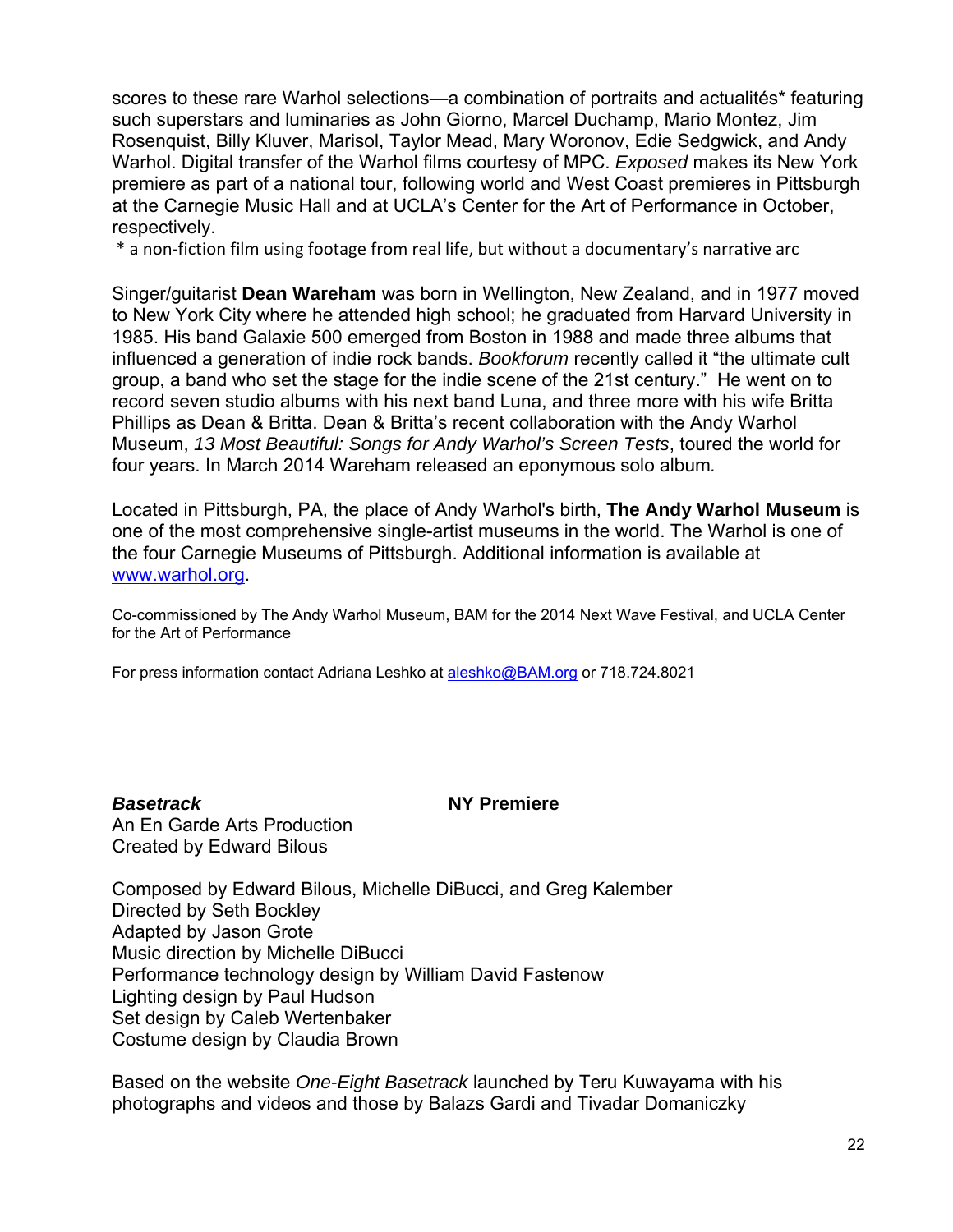scores to these rare Warhol selections—a combination of portraits and actualités* featuring such superstars and luminaries as John Giorno, Marcel Duchamp, Mario Montez, Jim Rosenquist, Billy Kluver, Marisol, Taylor Mead, Mary Woronov, Edie Sedgwick, and Andy Warhol. Digital transfer of the Warhol films courtesy of MPC. *Exposed* makes its New York premiere as part of a national tour, following world and West Coast premieres in Pittsburgh at the Carnegie Music Hall and at UCLA's Center for the Art of Performance in October, respectively.

\* a non-fiction film using footage from real life, but without a documentary's narrative arc

Singer/guitarist **Dean Wareham** was born in Wellington, New Zealand, and in 1977 moved to New York City where he attended high school; he graduated from Harvard University in 1985. His band Galaxie 500 emerged from Boston in 1988 and made three albums that influenced a generation of indie rock bands. *Bookforum* recently called it "the ultimate cult group, a band who set the stage for the indie scene of the 21st century." He went on to record seven studio albums with his next band Luna, and three more with his wife Britta Phillips as Dean & Britta. Dean & Britta's recent collaboration with the Andy Warhol Museum, *13 Most Beautiful: Songs for Andy Warhol's Screen Tests*, toured the world for four years. In March 2014 Wareham released an eponymous solo album.

Located in Pittsburgh, PA, the place of Andy Warhol's birth, **The Andy Warhol Museum** is one of the most comprehensive single-artist museums in the world. The Warhol is one of the four Carnegie Museums of Pittsburgh. Additional information is available at [www.warhol.org](http://www.warhol.org).

Co-commissioned by The Andy Warhol Museum, BAM for the 2014 Next Wave Festival, and UCLA Center for the Art of Performance

For press information contact Adriana Leshko at [aleshko@BAM.org](mailto:aleshko@BAM.org) or 718.724.8021

***Basetrack*** **NY Premiere**
An En Garde Arts Production
Created by Edward Bilous

Composed by Edward Bilous, Michelle DiBucci, and Greg Kalember
Directed by Seth Bockley
Adapted by Jason Grote
Music direction by Michelle DiBucci
Performance technology design by William David Fastenow
Lighting design by Paul Hudson
Set design by Caleb Wertenbaker
Costume design by Claudia Brown

Based on the website *One-Eight Basetrack* launched by Teru Kuwayama with his photographs and videos and those by Balazs Gardi and Tivadar Domaniczky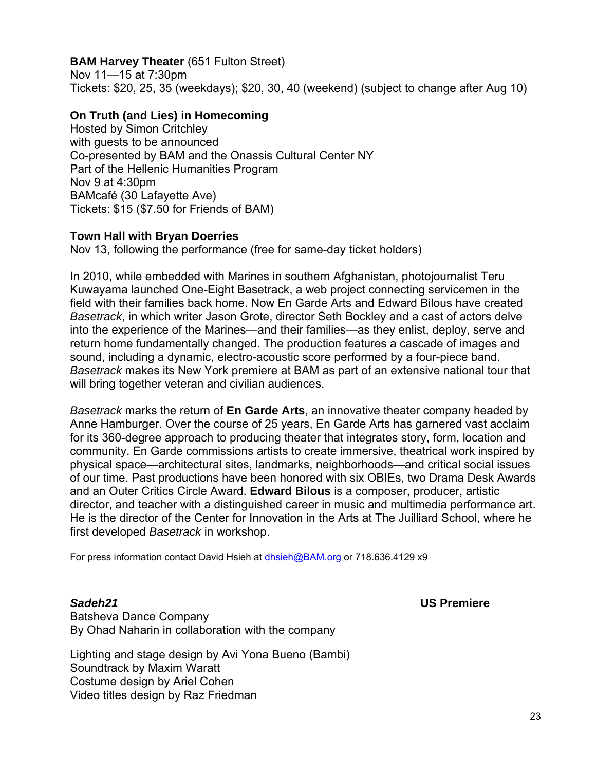**BAM Harvey Theater** (651 Fulton Street)
Nov 11—15 at 7:30pm
Tickets: $20, 25, 35 (weekdays); $20, 30, 40 (weekend) (subject to change after Aug 10)

**On Truth (and Lies) in Homecoming**
Hosted by Simon Critchley
with guests to be announced
Co-presented by BAM and the Onassis Cultural Center NY
Part of the Hellenic Humanities Program
Nov 9 at 4:30pm
BAMcafé (30 Lafayette Ave)
Tickets: $15 ($7.50 for Friends of BAM)

**Town Hall with Bryan Doerries**
Nov 13, following the performance (free for same-day ticket holders)

In 2010, while embedded with Marines in southern Afghanistan, photojournalist Teru Kuwayama launched One-Eight Basetrack, a web project connecting servicemen in the field with their families back home. Now En Garde Arts and Edward Bilous have created *Basetrack*, in which writer Jason Grote, director Seth Bockley and a cast of actors delve into the experience of the Marines—and their families—as they enlist, deploy, serve and return home fundamentally changed. The production features a cascade of images and sound, including a dynamic, electro-acoustic score performed by a four-piece band. *Basetrack* makes its New York premiere at BAM as part of an extensive national tour that will bring together veteran and civilian audiences.

*Basetrack* marks the return of **En Garde Arts**, an innovative theater company headed by Anne Hamburger. Over the course of 25 years, En Garde Arts has garnered vast acclaim for its 360-degree approach to producing theater that integrates story, form, location and community. En Garde commissions artists to create immersive, theatrical work inspired by physical space—architectural sites, landmarks, neighborhoods—and critical social issues of our time. Past productions have been honored with six OBIEs, two Drama Desk Awards and an Outer Critics Circle Award. **Edward Bilous** is a composer, producer, artistic director, and teacher with a distinguished career in music and multimedia performance art. He is the director of the Center for Innovation in the Arts at The Juilliard School, where he first developed *Basetrack* in workshop.

For press information contact David Hsieh at dhsieh@BAM.org or 718.636.4129 x9

***Sadeh21*** **US Premiere**
Batsheva Dance Company
By Ohad Naharin in collaboration with the company

Lighting and stage design by Avi Yona Bueno (Bambi)
Soundtrack by Maxim Waratt
Costume design by Ariel Cohen
Video titles design by Raz Friedman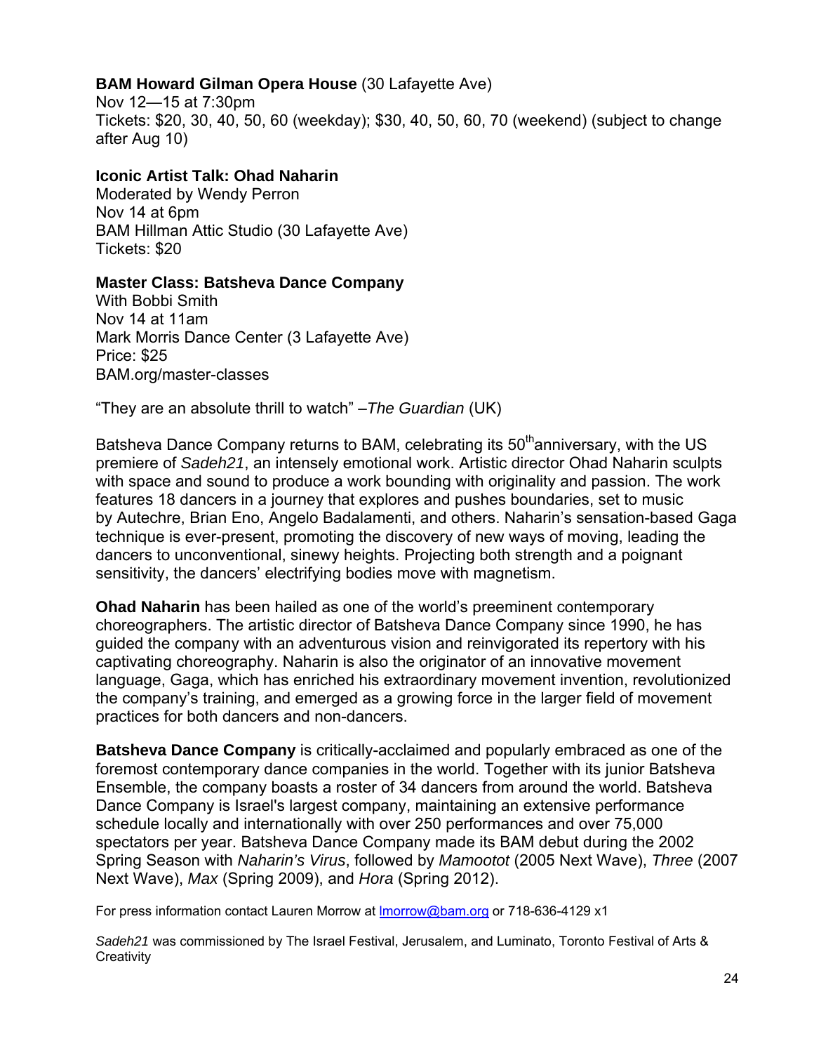**BAM Howard Gilman Opera House** (30 Lafayette Ave)
Nov 12—15 at 7:30pm
Tickets: $20, 30, 40, 50, 60 (weekday); $30, 40, 50, 60, 70 (weekend) (subject to change after Aug 10)

**Iconic Artist Talk: Ohad Naharin**
Moderated by Wendy Perron
Nov 14 at 6pm
BAM Hillman Attic Studio (30 Lafayette Ave)
Tickets: $20

**Master Class: Batsheva Dance Company**
With Bobbi Smith
Nov 14 at 11am
Mark Morris Dance Center (3 Lafayette Ave)
Price: $25
BAM.org/master-classes

"They are an absolute thrill to watch" –*The Guardian* (UK)

Batsheva Dance Company returns to BAM, celebrating its 50th anniversary, with the US premiere of *Sadeh21*, an intensely emotional work. Artistic director Ohad Naharin sculpts with space and sound to produce a work bounding with originality and passion. The work features 18 dancers in a journey that explores and pushes boundaries, set to music by Autechre, Brian Eno, Angelo Badalamenti, and others. Naharin's sensation-based Gaga technique is ever-present, promoting the discovery of new ways of moving, leading the dancers to unconventional, sinewy heights. Projecting both strength and a poignant sensitivity, the dancers' electrifying bodies move with magnetism.

**Ohad Naharin** has been hailed as one of the world's preeminent contemporary choreographers. The artistic director of Batsheva Dance Company since 1990, he has guided the company with an adventurous vision and reinvigorated its repertory with his captivating choreography. Naharin is also the originator of an innovative movement language, Gaga, which has enriched his extraordinary movement invention, revolutionized the company's training, and emerged as a growing force in the larger field of movement practices for both dancers and non-dancers.

**Batsheva Dance Company** is critically-acclaimed and popularly embraced as one of the foremost contemporary dance companies in the world. Together with its junior Batsheva Ensemble, the company boasts a roster of 34 dancers from around the world. Batsheva Dance Company is Israel's largest company, maintaining an extensive performance schedule locally and internationally with over 250 performances and over 75,000 spectators per year. Batsheva Dance Company made its BAM debut during the 2002 Spring Season with *Naharin's Virus*, followed by *Mamootot* (2005 Next Wave), *Three* (2007 Next Wave), *Max* (Spring 2009), and *Hora* (Spring 2012).

For press information contact Lauren Morrow at lmorrow@bam.org or 718-636-4129 x1

*Sadeh21* was commissioned by The Israel Festival, Jerusalem, and Luminato, Toronto Festival of Arts & Creativity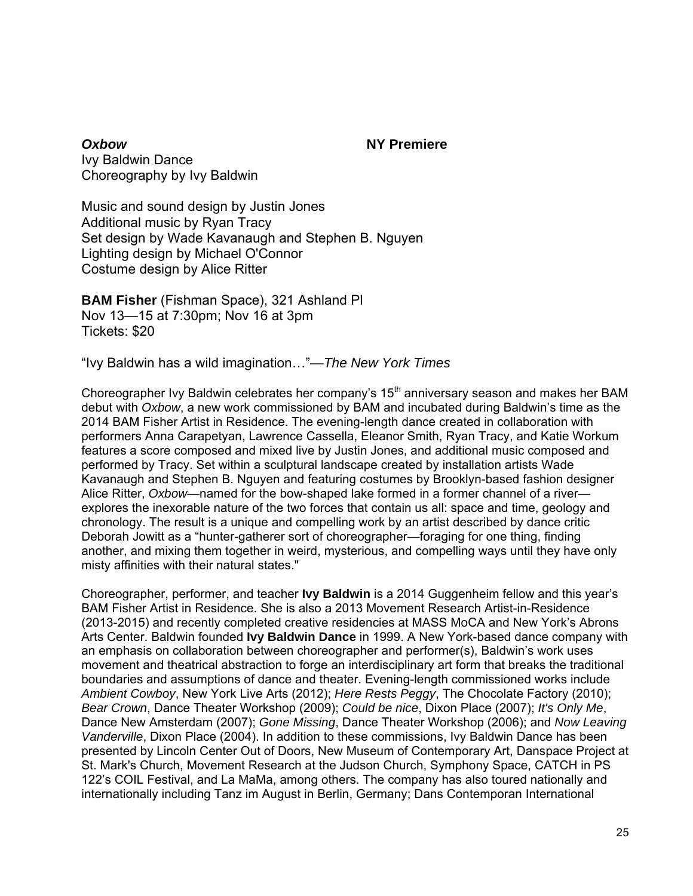***Oxbow*** **NY Premiere**

Ivy Baldwin Dance
Choreography by Ivy Baldwin

Music and sound design by Justin Jones
Additional music by Ryan Tracy
Set design by Wade Kavanaugh and Stephen B. Nguyen
Lighting design by Michael O'Connor
Costume design by Alice Ritter

**BAM Fisher** (Fishman Space), 321 Ashland Pl
Nov 13—15 at 7:30pm; Nov 16 at 3pm
Tickets: $20

"Ivy Baldwin has a wild imagination…"—*The New York Times*

Choreographer Ivy Baldwin celebrates her company's 15th anniversary season and makes her BAM debut with *Oxbow*, a new work commissioned by BAM and incubated during Baldwin's time as the 2014 BAM Fisher Artist in Residence. The evening-length dance created in collaboration with performers Anna Carapetyan, Lawrence Cassella, Eleanor Smith, Ryan Tracy, and Katie Workum features a score composed and mixed live by Justin Jones, and additional music composed and performed by Tracy. Set within a sculptural landscape created by installation artists Wade Kavanaugh and Stephen B. Nguyen and featuring costumes by Brooklyn-based fashion designer Alice Ritter, *Oxbow*—named for the bow-shaped lake formed in a former channel of a river—explores the inexorable nature of the two forces that contain us all: space and time, geology and chronology. The result is a unique and compelling work by an artist described by dance critic Deborah Jowitt as a "hunter-gatherer sort of choreographer—foraging for one thing, finding another, and mixing them together in weird, mysterious, and compelling ways until they have only misty affinities with their natural states."

Choreographer, performer, and teacher **Ivy Baldwin** is a 2014 Guggenheim fellow and this year's BAM Fisher Artist in Residence. She is also a 2013 Movement Research Artist-in-Residence (2013-2015) and recently completed creative residencies at MASS MoCA and New York's Abrons Arts Center. Baldwin founded **Ivy Baldwin Dance** in 1999. A New York-based dance company with an emphasis on collaboration between choreographer and performer(s), Baldwin's work uses movement and theatrical abstraction to forge an interdisciplinary art form that breaks the traditional boundaries and assumptions of dance and theater. Evening-length commissioned works include *Ambient Cowboy*, New York Live Arts (2012); *Here Rests Peggy*, The Chocolate Factory (2010); *Bear Crown*, Dance Theater Workshop (2009); *Could be nice*, Dixon Place (2007); *It's Only Me*, Dance New Amsterdam (2007); *Gone Missing*, Dance Theater Workshop (2006); and *Now Leaving Vanderville*, Dixon Place (2004). In addition to these commissions, Ivy Baldwin Dance has been presented by Lincoln Center Out of Doors, New Museum of Contemporary Art, Danspace Project at St. Mark's Church, Movement Research at the Judson Church, Symphony Space, CATCH in PS 122's COIL Festival, and La MaMa, among others. The company has also toured nationally and internationally including Tanz im August in Berlin, Germany; Dans Contemporan International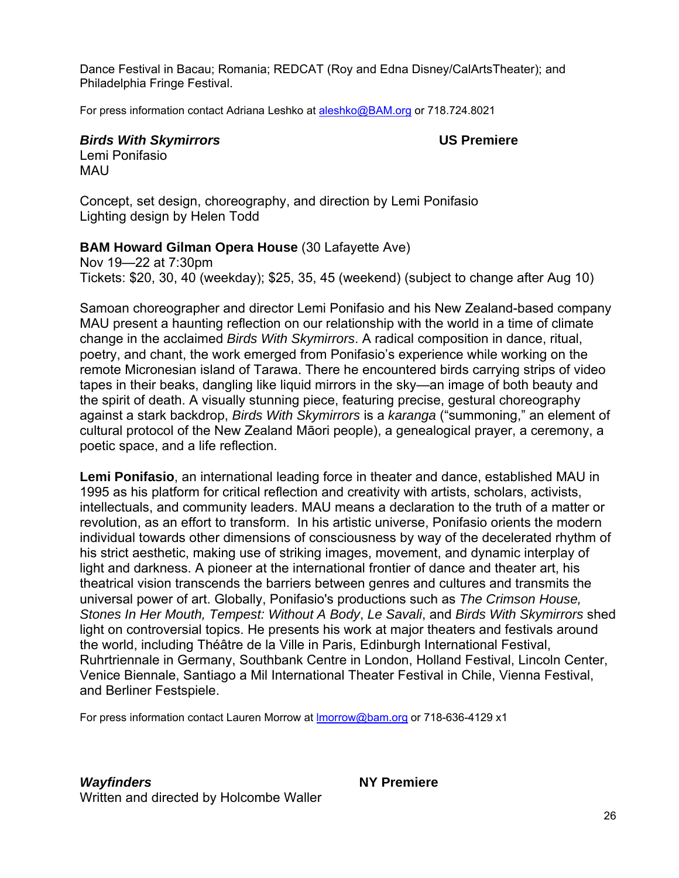Dance Festival in Bacau; Romania; REDCAT (Roy and Edna Disney/CalArtsTheater); and Philadelphia Fringe Festival.

For press information contact Adriana Leshko at aleshko@BAM.org or 718.724.8021

***Birds With Skymirrors*** **US Premiere**
Lemi Ponifasio
MAU

Concept, set design, choreography, and direction by Lemi Ponifasio
Lighting design by Helen Todd

**BAM Howard Gilman Opera House** (30 Lafayette Ave)
Nov 19—22 at 7:30pm
Tickets: $20, 30, 40 (weekday); $25, 35, 45 (weekend) (subject to change after Aug 10)

Samoan choreographer and director Lemi Ponifasio and his New Zealand-based company MAU present a haunting reflection on our relationship with the world in a time of climate change in the acclaimed *Birds With Skymirrors*. A radical composition in dance, ritual, poetry, and chant, the work emerged from Ponifasio's experience while working on the remote Micronesian island of Tarawa. There he encountered birds carrying strips of video tapes in their beaks, dangling like liquid mirrors in the sky—an image of both beauty and the spirit of death. A visually stunning piece, featuring precise, gestural choreography against a stark backdrop, *Birds With Skymirrors* is a *karanga* ("summoning," an element of cultural protocol of the New Zealand Māori people), a genealogical prayer, a ceremony, a poetic space, and a life reflection.

**Lemi Ponifasio**, an international leading force in theater and dance, established MAU in 1995 as his platform for critical reflection and creativity with artists, scholars, activists, intellectuals, and community leaders. MAU means a declaration to the truth of a matter or revolution, as an effort to transform. In his artistic universe, Ponifasio orients the modern individual towards other dimensions of consciousness by way of the decelerated rhythm of his strict aesthetic, making use of striking images, movement, and dynamic interplay of light and darkness. A pioneer at the international frontier of dance and theater art, his theatrical vision transcends the barriers between genres and cultures and transmits the universal power of art. Globally, Ponifasio's productions such as *The Crimson House, Stones In Her Mouth, Tempest: Without A Body*, *Le Savali*, and *Birds With Skymirrors* shed light on controversial topics. He presents his work at major theaters and festivals around the world, including Théâtre de la Ville in Paris, Edinburgh International Festival, Ruhrtriennale in Germany, Southbank Centre in London, Holland Festival, Lincoln Center, Venice Biennale, Santiago a Mil International Theater Festival in Chile, Vienna Festival, and Berliner Festspiele.

For press information contact Lauren Morrow at lmorrow@bam.org or 718-636-4129 x1

***Wayfinders*** **NY Premiere**
Written and directed by Holcombe Waller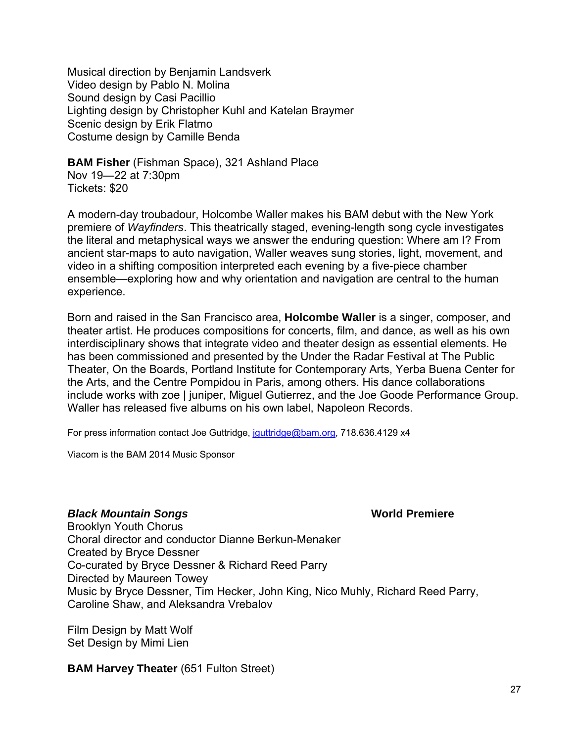Musical direction by Benjamin Landsverk
Video design by Pablo N. Molina
Sound design by Casi Pacillio
Lighting design by Christopher Kuhl and Katelan Braymer
Scenic design by Erik Flatmo
Costume design by Camille Benda

**BAM Fisher** (Fishman Space), 321 Ashland Place
Nov 19—22 at 7:30pm
Tickets: $20

A modern-day troubadour, Holcombe Waller makes his BAM debut with the New York premiere of *Wayfinders*. This theatrically staged, evening-length song cycle investigates the literal and metaphysical ways we answer the enduring question: Where am I? From ancient star-maps to auto navigation, Waller weaves sung stories, light, movement, and video in a shifting composition interpreted each evening by a five-piece chamber ensemble—exploring how and why orientation and navigation are central to the human experience.

Born and raised in the San Francisco area, **Holcombe Waller** is a singer, composer, and theater artist. He produces compositions for concerts, film, and dance, as well as his own interdisciplinary shows that integrate video and theater design as essential elements. He has been commissioned and presented by the Under the Radar Festival at The Public Theater, On the Boards, Portland Institute for Contemporary Arts, Yerba Buena Center for the Arts, and the Centre Pompidou in Paris, among others. His dance collaborations include works with zoe | juniper, Miguel Gutierrez, and the Joe Goode Performance Group. Waller has released five albums on his own label, Napoleon Records.

For press information contact Joe Guttridge, jguttridge@bam.org, 718.636.4129 x4

Viacom is the BAM 2014 Music Sponsor

***Black Mountain Songs*** **World Premiere**
Brooklyn Youth Chorus
Choral director and conductor Dianne Berkun-Menaker
Created by Bryce Dessner
Co-curated by Bryce Dessner & Richard Reed Parry
Directed by Maureen Towey
Music by Bryce Dessner, Tim Hecker, John King, Nico Muhly, Richard Reed Parry, Caroline Shaw, and Aleksandra Vrebalov

Film Design by Matt Wolf
Set Design by Mimi Lien

**BAM Harvey Theater** (651 Fulton Street)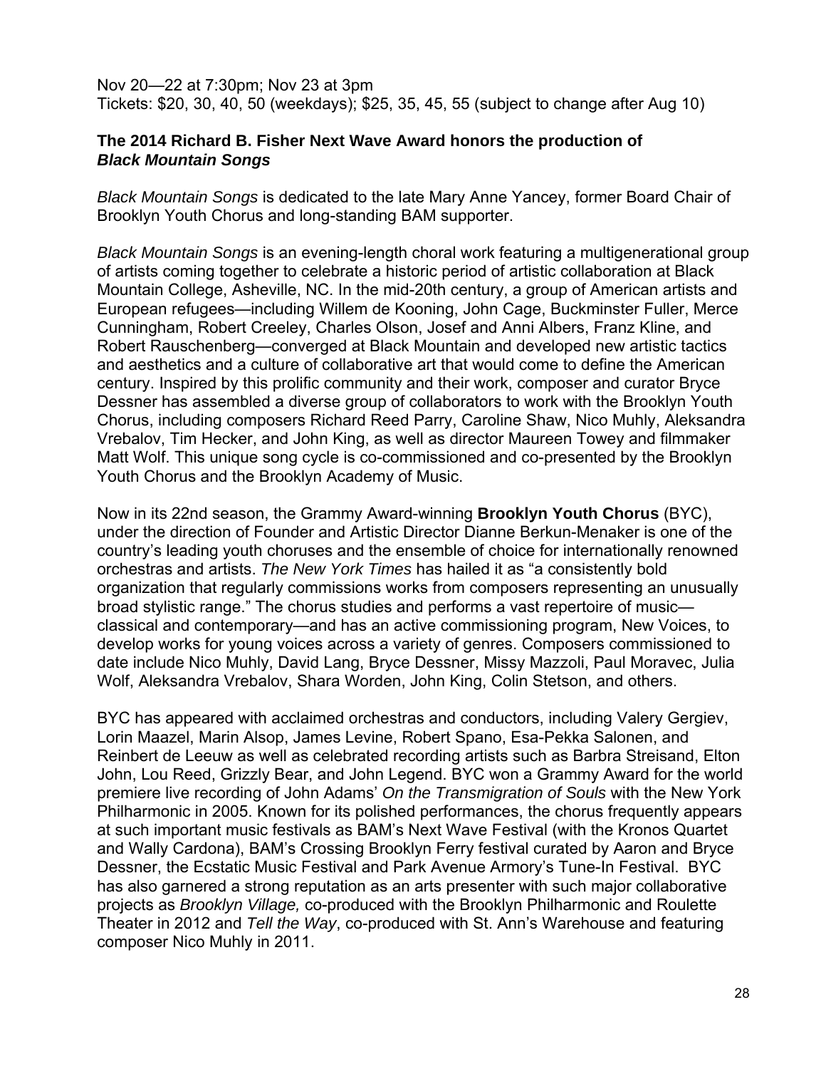Nov 20—22 at 7:30pm; Nov 23 at 3pm
Tickets: $20, 30, 40, 50 (weekdays); $25, 35, 45, 55 (subject to change after Aug 10)

**The 2014 Richard B. Fisher Next Wave Award honors the production of *Black Mountain Songs***

*Black Mountain Songs* is dedicated to the late Mary Anne Yancey, former Board Chair of Brooklyn Youth Chorus and long-standing BAM supporter.

*Black Mountain Songs* is an evening-length choral work featuring a multigenerational group of artists coming together to celebrate a historic period of artistic collaboration at Black Mountain College, Asheville, NC. In the mid-20th century, a group of American artists and European refugees—including Willem de Kooning, John Cage, Buckminster Fuller, Merce Cunningham, Robert Creeley, Charles Olson, Josef and Anni Albers, Franz Kline, and Robert Rauschenberg—converged at Black Mountain and developed new artistic tactics and aesthetics and a culture of collaborative art that would come to define the American century. Inspired by this prolific community and their work, composer and curator Bryce Dessner has assembled a diverse group of collaborators to work with the Brooklyn Youth Chorus, including composers Richard Reed Parry, Caroline Shaw, Nico Muhly, Aleksandra Vrebalov, Tim Hecker, and John King, as well as director Maureen Towey and filmmaker Matt Wolf. This unique song cycle is co-commissioned and co-presented by the Brooklyn Youth Chorus and the Brooklyn Academy of Music.

Now in its 22nd season, the Grammy Award-winning **Brooklyn Youth Chorus** (BYC), under the direction of Founder and Artistic Director Dianne Berkun-Menaker is one of the country's leading youth choruses and the ensemble of choice for internationally renowned orchestras and artists. *The New York Times* has hailed it as "a consistently bold organization that regularly commissions works from composers representing an unusually broad stylistic range." The chorus studies and performs a vast repertoire of music—classical and contemporary—and has an active commissioning program, New Voices, to develop works for young voices across a variety of genres. Composers commissioned to date include Nico Muhly, David Lang, Bryce Dessner, Missy Mazzoli, Paul Moravec, Julia Wolf, Aleksandra Vrebalov, Shara Worden, John King, Colin Stetson, and others.

BYC has appeared with acclaimed orchestras and conductors, including Valery Gergiev, Lorin Maazel, Marin Alsop, James Levine, Robert Spano, Esa-Pekka Salonen, and Reinbert de Leeuw as well as celebrated recording artists such as Barbra Streisand, Elton John, Lou Reed, Grizzly Bear, and John Legend. BYC won a Grammy Award for the world premiere live recording of John Adams' *On the Transmigration of Souls* with the New York Philharmonic in 2005. Known for its polished performances, the chorus frequently appears at such important music festivals as BAM's Next Wave Festival (with the Kronos Quartet and Wally Cardona), BAM's Crossing Brooklyn Ferry festival curated by Aaron and Bryce Dessner, the Ecstatic Music Festival and Park Avenue Armory's Tune-In Festival. BYC has also garnered a strong reputation as an arts presenter with such major collaborative projects as *Brooklyn Village,* co-produced with the Brooklyn Philharmonic and Roulette Theater in 2012 and *Tell the Way*, co-produced with St. Ann's Warehouse and featuring composer Nico Muhly in 2011.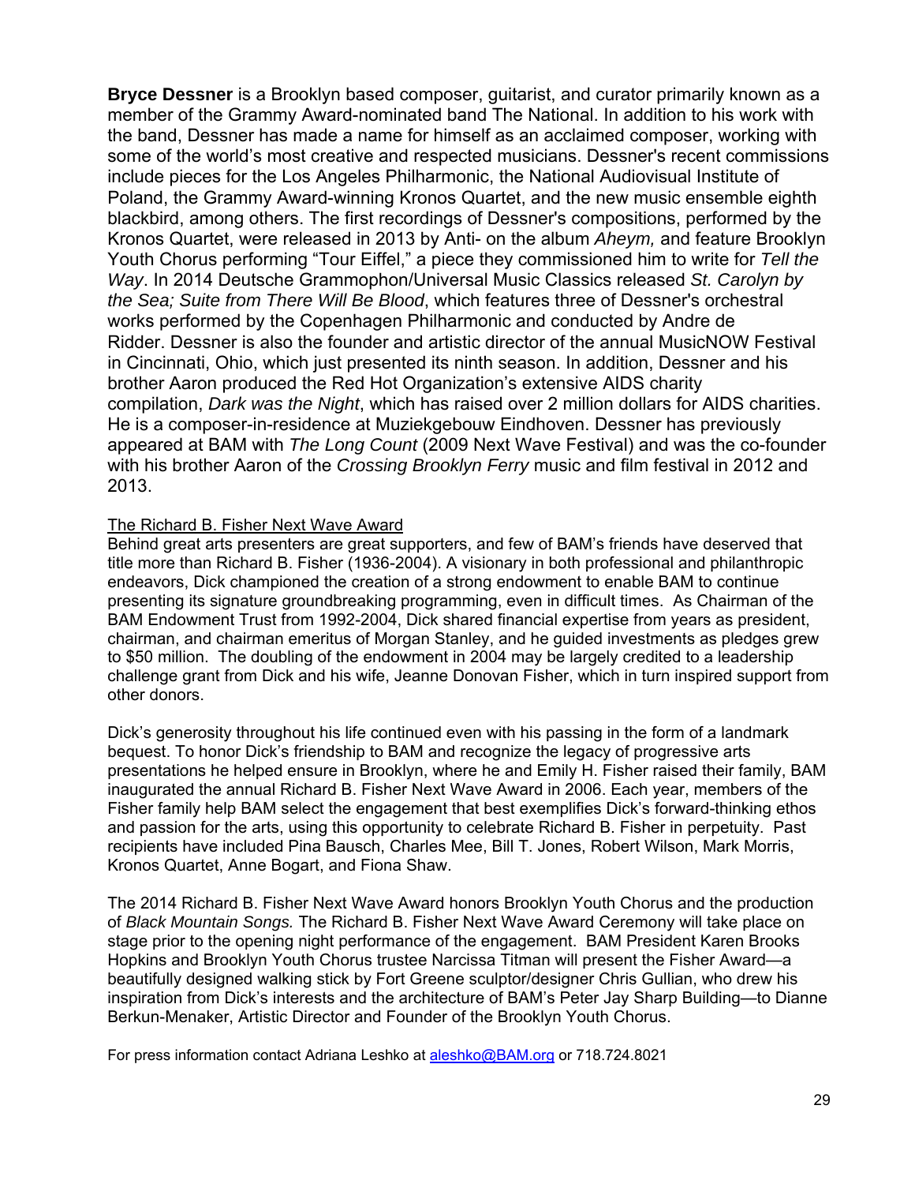**Bryce Dessner** is a Brooklyn based composer, guitarist, and curator primarily known as a member of the Grammy Award-nominated band The National. In addition to his work with the band, Dessner has made a name for himself as an acclaimed composer, working with some of the world's most creative and respected musicians. Dessner's recent commissions include pieces for the Los Angeles Philharmonic, the National Audiovisual Institute of Poland, the Grammy Award-winning Kronos Quartet, and the new music ensemble eighth blackbird, among others. The first recordings of Dessner's compositions, performed by the Kronos Quartet, were released in 2013 by Anti- on the album *Aheym,* and feature Brooklyn Youth Chorus performing "Tour Eiffel," a piece they commissioned him to write for *Tell the Way*. In 2014 Deutsche Grammophon/Universal Music Classics released *St. Carolyn by the Sea; Suite from There Will Be Blood*, which features three of Dessner's orchestral works performed by the Copenhagen Philharmonic and conducted by Andre de Ridder. Dessner is also the founder and artistic director of the annual MusicNOW Festival in Cincinnati, Ohio, which just presented its ninth season. In addition, Dessner and his brother Aaron produced the Red Hot Organization's extensive AIDS charity compilation, *Dark was the Night*, which has raised over 2 million dollars for AIDS charities. He is a composer-in-residence at Muziekgebouw Eindhoven. Dessner has previously appeared at BAM with *The Long Count* (2009 Next Wave Festival) and was the co-founder with his brother Aaron of the *Crossing Brooklyn Ferry* music and film festival in 2012 and 2013.

<u>The Richard B. Fisher Next Wave Award</u>

Behind great arts presenters are great supporters, and few of BAM's friends have deserved that title more than Richard B. Fisher (1936-2004). A visionary in both professional and philanthropic endeavors, Dick championed the creation of a strong endowment to enable BAM to continue presenting its signature groundbreaking programming, even in difficult times. As Chairman of the BAM Endowment Trust from 1992-2004, Dick shared financial expertise from years as president, chairman, and chairman emeritus of Morgan Stanley, and he guided investments as pledges grew to $50 million. The doubling of the endowment in 2004 may be largely credited to a leadership challenge grant from Dick and his wife, Jeanne Donovan Fisher, which in turn inspired support from other donors.

Dick's generosity throughout his life continued even with his passing in the form of a landmark bequest. To honor Dick's friendship to BAM and recognize the legacy of progressive arts presentations he helped ensure in Brooklyn, where he and Emily H. Fisher raised their family, BAM inaugurated the annual Richard B. Fisher Next Wave Award in 2006. Each year, members of the Fisher family help BAM select the engagement that best exemplifies Dick's forward-thinking ethos and passion for the arts, using this opportunity to celebrate Richard B. Fisher in perpetuity. Past recipients have included Pina Bausch, Charles Mee, Bill T. Jones, Robert Wilson, Mark Morris, Kronos Quartet, Anne Bogart, and Fiona Shaw.

The 2014 Richard B. Fisher Next Wave Award honors Brooklyn Youth Chorus and the production of *Black Mountain Songs.* The Richard B. Fisher Next Wave Award Ceremony will take place on stage prior to the opening night performance of the engagement. BAM President Karen Brooks Hopkins and Brooklyn Youth Chorus trustee Narcissa Titman will present the Fisher Award—a beautifully designed walking stick by Fort Greene sculptor/designer Chris Gullian, who drew his inspiration from Dick's interests and the architecture of BAM's Peter Jay Sharp Building—to Dianne Berkun-Menaker, Artistic Director and Founder of the Brooklyn Youth Chorus.

For press information contact Adriana Leshko at aleshko@BAM.org or 718.724.8021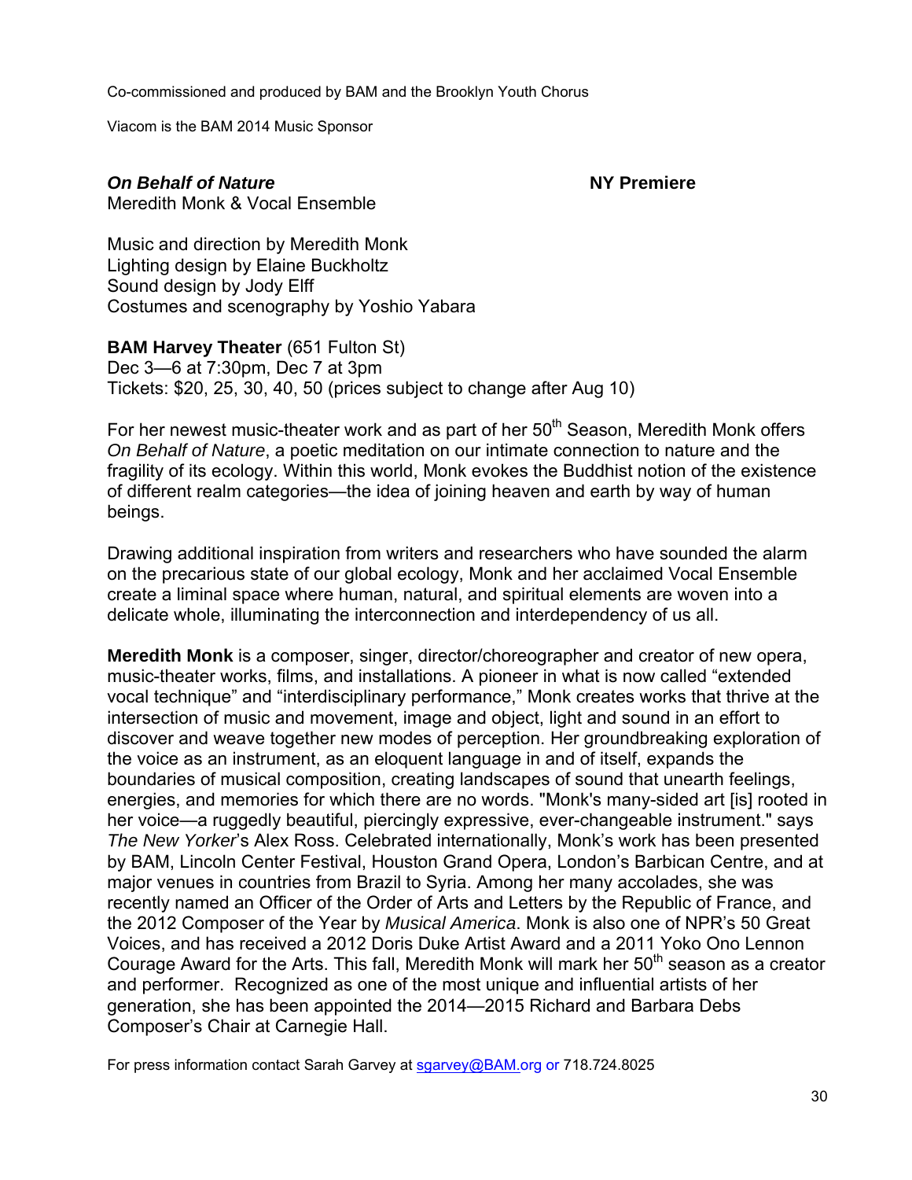Co-commissioned and produced by BAM and the Brooklyn Youth Chorus

Viacom is the BAM 2014 Music Sponsor

***On Behalf of Nature*** **NY Premiere**
Meredith Monk & Vocal Ensemble

Music and direction by Meredith Monk
Lighting design by Elaine Buckholtz
Sound design by Jody Elff
Costumes and scenography by Yoshio Yabara

**BAM Harvey Theater** (651 Fulton St)
Dec 3—6 at 7:30pm, Dec 7 at 3pm
Tickets: $20, 25, 30, 40, 50 (prices subject to change after Aug 10)

For her newest music-theater work and as part of her 50th Season, Meredith Monk offers *On Behalf of Nature*, a poetic meditation on our intimate connection to nature and the fragility of its ecology. Within this world, Monk evokes the Buddhist notion of the existence of different realm categories—the idea of joining heaven and earth by way of human beings.

Drawing additional inspiration from writers and researchers who have sounded the alarm on the precarious state of our global ecology, Monk and her acclaimed Vocal Ensemble create a liminal space where human, natural, and spiritual elements are woven into a delicate whole, illuminating the interconnection and interdependency of us all.

**Meredith Monk** is a composer, singer, director/choreographer and creator of new opera, music-theater works, films, and installations. A pioneer in what is now called "extended vocal technique" and "interdisciplinary performance," Monk creates works that thrive at the intersection of music and movement, image and object, light and sound in an effort to discover and weave together new modes of perception. Her groundbreaking exploration of the voice as an instrument, as an eloquent language in and of itself, expands the boundaries of musical composition, creating landscapes of sound that unearth feelings, energies, and memories for which there are no words. "Monk's many-sided art [is] rooted in her voice—a ruggedly beautiful, piercingly expressive, ever-changeable instrument." says *The New Yorker*'s Alex Ross. Celebrated internationally, Monk's work has been presented by BAM, Lincoln Center Festival, Houston Grand Opera, London's Barbican Centre, and at major venues in countries from Brazil to Syria. Among her many accolades, she was recently named an Officer of the Order of Arts and Letters by the Republic of France, and the 2012 Composer of the Year by *Musical America*. Monk is also one of NPR's 50 Great Voices, and has received a 2012 Doris Duke Artist Award and a 2011 Yoko Ono Lennon Courage Award for the Arts. This fall, Meredith Monk will mark her 50th season as a creator and performer. Recognized as one of the most unique and influential artists of her generation, she has been appointed the 2014—2015 Richard and Barbara Debs Composer's Chair at Carnegie Hall.

For press information contact Sarah Garvey at sgarvey@BAM.org or 718.724.8025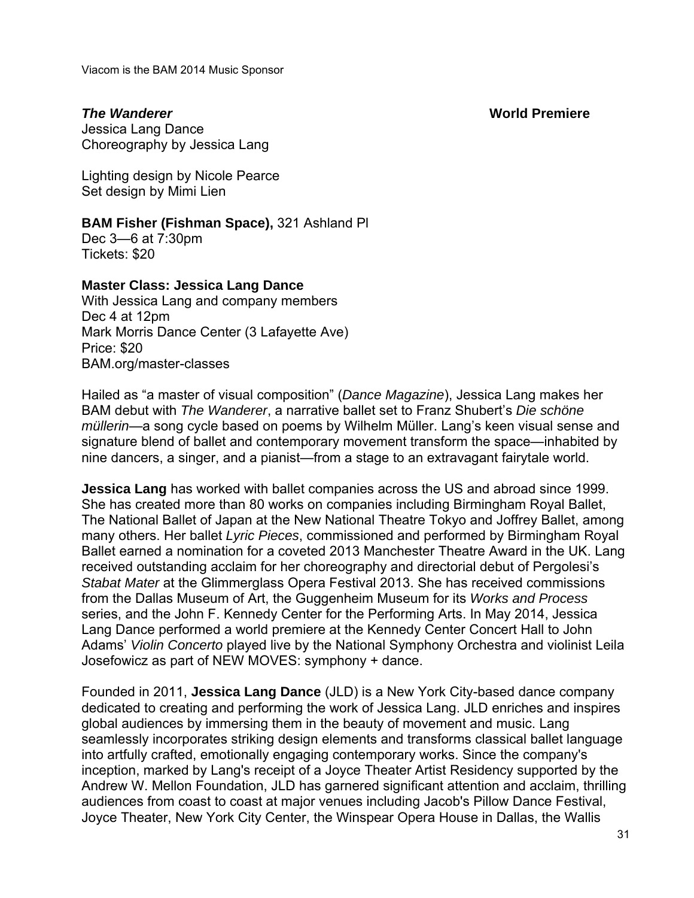Viacom is the BAM 2014 Music Sponsor

***The Wanderer*** **World Premiere**

Jessica Lang Dance
Choreography by Jessica Lang

Lighting design by Nicole Pearce
Set design by Mimi Lien

**BAM Fisher (Fishman Space),** 321 Ashland Pl
Dec 3—6 at 7:30pm
Tickets: $20

**Master Class: Jessica Lang Dance**
With Jessica Lang and company members
Dec 4 at 12pm
Mark Morris Dance Center (3 Lafayette Ave)
Price: $20
BAM.org/master-classes

Hailed as "a master of visual composition" (*Dance Magazine*), Jessica Lang makes her BAM debut with *The Wanderer*, a narrative ballet set to Franz Shubert's *Die schöne müllerin*—a song cycle based on poems by Wilhelm Müller. Lang's keen visual sense and signature blend of ballet and contemporary movement transform the space—inhabited by nine dancers, a singer, and a pianist—from a stage to an extravagant fairytale world.

**Jessica Lang** has worked with ballet companies across the US and abroad since 1999. She has created more than 80 works on companies including Birmingham Royal Ballet, The National Ballet of Japan at the New National Theatre Tokyo and Joffrey Ballet, among many others. Her ballet *Lyric Pieces*, commissioned and performed by Birmingham Royal Ballet earned a nomination for a coveted 2013 Manchester Theatre Award in the UK. Lang received outstanding acclaim for her choreography and directorial debut of Pergolesi's *Stabat Mater* at the Glimmerglass Opera Festival 2013. She has received commissions from the Dallas Museum of Art, the Guggenheim Museum for its *Works and Process* series, and the John F. Kennedy Center for the Performing Arts. In May 2014, Jessica Lang Dance performed a world premiere at the Kennedy Center Concert Hall to John Adams' *Violin Concerto* played live by the National Symphony Orchestra and violinist Leila Josefowicz as part of NEW MOVES: symphony + dance.

Founded in 2011, **Jessica Lang Dance** (JLD) is a New York City-based dance company dedicated to creating and performing the work of Jessica Lang. JLD enriches and inspires global audiences by immersing them in the beauty of movement and music. Lang seamlessly incorporates striking design elements and transforms classical ballet language into artfully crafted, emotionally engaging contemporary works. Since the company's inception, marked by Lang's receipt of a Joyce Theater Artist Residency supported by the Andrew W. Mellon Foundation, JLD has garnered significant attention and acclaim, thrilling audiences from coast to coast at major venues including Jacob's Pillow Dance Festival, Joyce Theater, New York City Center, the Winspear Opera House in Dallas, the Wallis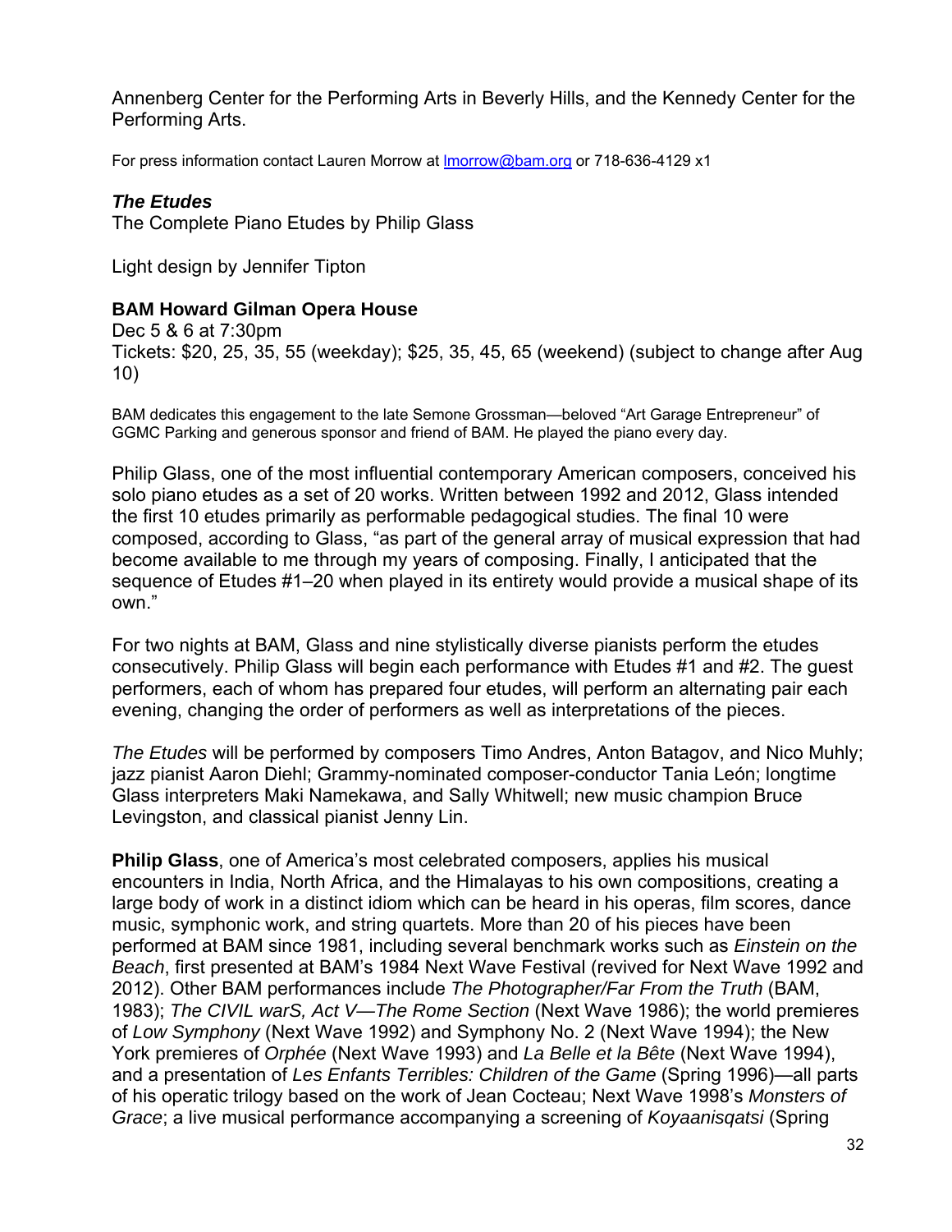Annenberg Center for the Performing Arts in Beverly Hills, and the Kennedy Center for the Performing Arts.

For press information contact Lauren Morrow at lmorrow@bam.org or 718-636-4129 x1

### *The Etudes*

The Complete Piano Etudes by Philip Glass

Light design by Jennifer Tipton

**BAM Howard Gilman Opera House**

Dec 5 & 6 at 7:30pm
Tickets: $20, 25, 35, 55 (weekday); $25, 35, 45, 65 (weekend) (subject to change after Aug 10)

BAM dedicates this engagement to the late Semone Grossman—beloved "Art Garage Entrepreneur" of GGMC Parking and generous sponsor and friend of BAM. He played the piano every day.

Philip Glass, one of the most influential contemporary American composers, conceived his solo piano etudes as a set of 20 works. Written between 1992 and 2012, Glass intended the first 10 etudes primarily as performable pedagogical studies. The final 10 were composed, according to Glass, "as part of the general array of musical expression that had become available to me through my years of composing. Finally, I anticipated that the sequence of Etudes #1–20 when played in its entirety would provide a musical shape of its own."

For two nights at BAM, Glass and nine stylistically diverse pianists perform the etudes consecutively. Philip Glass will begin each performance with Etudes #1 and #2. The guest performers, each of whom has prepared four etudes, will perform an alternating pair each evening, changing the order of performers as well as interpretations of the pieces.

*The Etudes* will be performed by composers Timo Andres, Anton Batagov, and Nico Muhly; jazz pianist Aaron Diehl; Grammy-nominated composer-conductor Tania León; longtime Glass interpreters Maki Namekawa, and Sally Whitwell; new music champion Bruce Levingston, and classical pianist Jenny Lin.

**Philip Glass**, one of America's most celebrated composers, applies his musical encounters in India, North Africa, and the Himalayas to his own compositions, creating a large body of work in a distinct idiom which can be heard in his operas, film scores, dance music, symphonic work, and string quartets. More than 20 of his pieces have been performed at BAM since 1981, including several benchmark works such as *Einstein on the Beach*, first presented at BAM's 1984 Next Wave Festival (revived for Next Wave 1992 and 2012). Other BAM performances include *The Photographer/Far From the Truth* (BAM, 1983); *The CIVIL warS, Act V—The Rome Section* (Next Wave 1986); the world premieres of *Low Symphony* (Next Wave 1992) and Symphony No. 2 (Next Wave 1994); the New York premieres of *Orphée* (Next Wave 1993) and *La Belle et la Bête* (Next Wave 1994), and a presentation of *Les Enfants Terribles: Children of the Game* (Spring 1996)—all parts of his operatic trilogy based on the work of Jean Cocteau; Next Wave 1998's *Monsters of Grace*; a live musical performance accompanying a screening of *Koyaanisqatsi* (Spring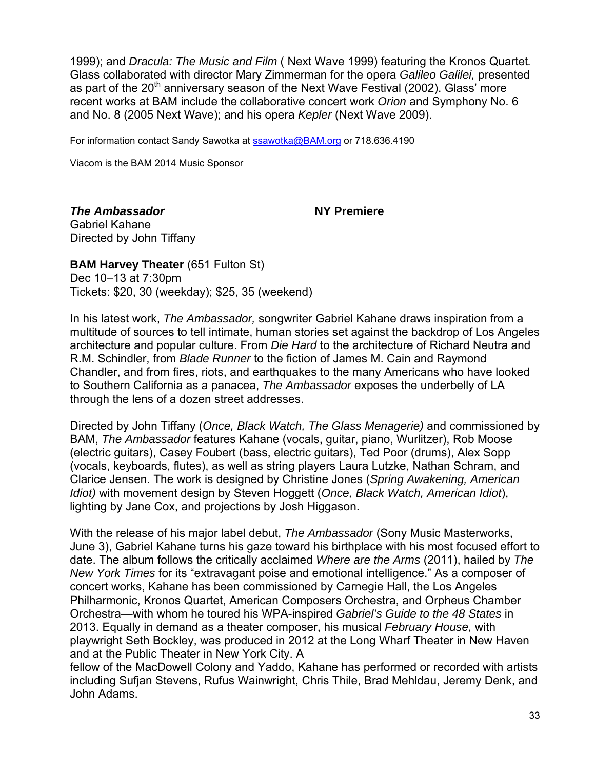1999); and *Dracula: The Music and Film* ( Next Wave 1999) featuring the Kronos Quartet*.* Glass collaborated with director Mary Zimmerman for the opera *Galileo Galilei,* presented as part of the 20th anniversary season of the Next Wave Festival (2002). Glass' more recent works at BAM include the collaborative concert work *Orion* and Symphony No. 6 and No. 8 (2005 Next Wave); and his opera *Kepler* (Next Wave 2009).

For information contact Sandy Sawotka at ssawotka@BAM.org or 718.636.4190

Viacom is the BAM 2014 Music Sponsor

***The Ambassador*** **NY Premiere**
Gabriel Kahane
Directed by John Tiffany

**BAM Harvey Theater** (651 Fulton St)
Dec 10–13 at 7:30pm
Tickets: $20, 30 (weekday); $25, 35 (weekend)

In his latest work, *The Ambassador,* songwriter Gabriel Kahane draws inspiration from a multitude of sources to tell intimate, human stories set against the backdrop of Los Angeles architecture and popular culture. From *Die Hard* to the architecture of Richard Neutra and R.M. Schindler, from *Blade Runner* to the fiction of James M. Cain and Raymond Chandler, and from fires, riots, and earthquakes to the many Americans who have looked to Southern California as a panacea, *The Ambassador* exposes the underbelly of LA through the lens of a dozen street addresses.

Directed by John Tiffany (*Once, Black Watch, The Glass Menagerie)* and commissioned by BAM, *The Ambassador* features Kahane (vocals, guitar, piano, Wurlitzer), Rob Moose (electric guitars), Casey Foubert (bass, electric guitars), Ted Poor (drums), Alex Sopp (vocals, keyboards, flutes), as well as string players Laura Lutzke, Nathan Schram, and Clarice Jensen. The work is designed by Christine Jones (*Spring Awakening, American Idiot)* with movement design by Steven Hoggett (*Once, Black Watch, American Idiot*), lighting by Jane Cox, and projections by Josh Higgason.

With the release of his major label debut, *The Ambassador* (Sony Music Masterworks, June 3), Gabriel Kahane turns his gaze toward his birthplace with his most focused effort to date. The album follows the critically acclaimed *Where are the Arms* (2011), hailed by *The New York Times* for its "extravagant poise and emotional intelligence." As a composer of concert works, Kahane has been commissioned by Carnegie Hall, the Los Angeles Philharmonic, Kronos Quartet, American Composers Orchestra, and Orpheus Chamber Orchestra—with whom he toured his WPA-inspired *Gabriel's Guide to the 48 States* in 2013. Equally in demand as a theater composer, his musical *February House,* with playwright Seth Bockley, was produced in 2012 at the Long Wharf Theater in New Haven and at the Public Theater in New York City. A fellow of the MacDowell Colony and Yaddo, Kahane has performed or recorded with artists including Sufjan Stevens, Rufus Wainwright, Chris Thile, Brad Mehldau, Jeremy Denk, and John Adams.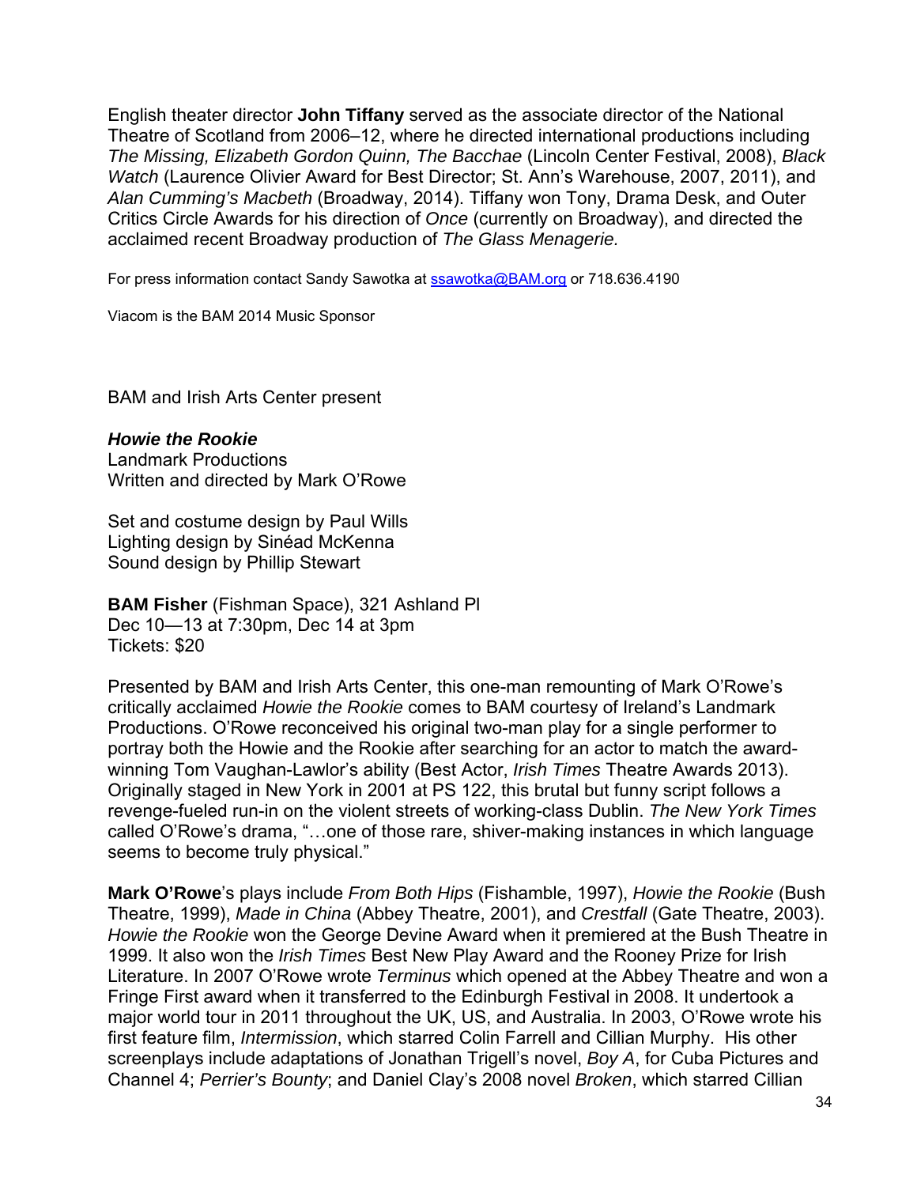English theater director **John Tiffany** served as the associate director of the National Theatre of Scotland from 2006–12, where he directed international productions including *The Missing, Elizabeth Gordon Quinn, The Bacchae* (Lincoln Center Festival, 2008), *Black Watch* (Laurence Olivier Award for Best Director; St. Ann's Warehouse, 2007, 2011), and *Alan Cumming's Macbeth* (Broadway, 2014). Tiffany won Tony, Drama Desk, and Outer Critics Circle Awards for his direction of *Once* (currently on Broadway), and directed the acclaimed recent Broadway production of *The Glass Menagerie.*

For press information contact Sandy Sawotka at ssawotka@BAM.org or 718.636.4190

Viacom is the BAM 2014 Music Sponsor

BAM and Irish Arts Center present

***Howie the Rookie***
Landmark Productions
Written and directed by Mark O'Rowe

Set and costume design by Paul Wills
Lighting design by Sinéad McKenna
Sound design by Phillip Stewart

**BAM Fisher** (Fishman Space), 321 Ashland Pl
Dec 10—13 at 7:30pm, Dec 14 at 3pm
Tickets: $20

Presented by BAM and Irish Arts Center, this one-man remounting of Mark O'Rowe's critically acclaimed *Howie the Rookie* comes to BAM courtesy of Ireland's Landmark Productions. O'Rowe reconceived his original two-man play for a single performer to portray both the Howie and the Rookie after searching for an actor to match the award-winning Tom Vaughan-Lawlor's ability (Best Actor, *Irish Times* Theatre Awards 2013). Originally staged in New York in 2001 at PS 122, this brutal but funny script follows a revenge-fueled run-in on the violent streets of working-class Dublin. *The New York Times* called O'Rowe's drama, "…one of those rare, shiver-making instances in which language seems to become truly physical."

**Mark O'Rowe**'s plays include *From Both Hips* (Fishamble, 1997), *Howie the Rookie* (Bush Theatre, 1999), *Made in China* (Abbey Theatre, 2001), and *Crestfall* (Gate Theatre, 2003). *Howie the Rookie* won the George Devine Award when it premiered at the Bush Theatre in 1999. It also won the *Irish Times* Best New Play Award and the Rooney Prize for Irish Literature. In 2007 O'Rowe wrote *Terminus* which opened at the Abbey Theatre and won a Fringe First award when it transferred to the Edinburgh Festival in 2008. It undertook a major world tour in 2011 throughout the UK, US, and Australia. In 2003, O'Rowe wrote his first feature film, *Intermission*, which starred Colin Farrell and Cillian Murphy. His other screenplays include adaptations of Jonathan Trigell's novel, *Boy A*, for Cuba Pictures and Channel 4; *Perrier's Bounty*; and Daniel Clay's 2008 novel *Broken*, which starred Cillian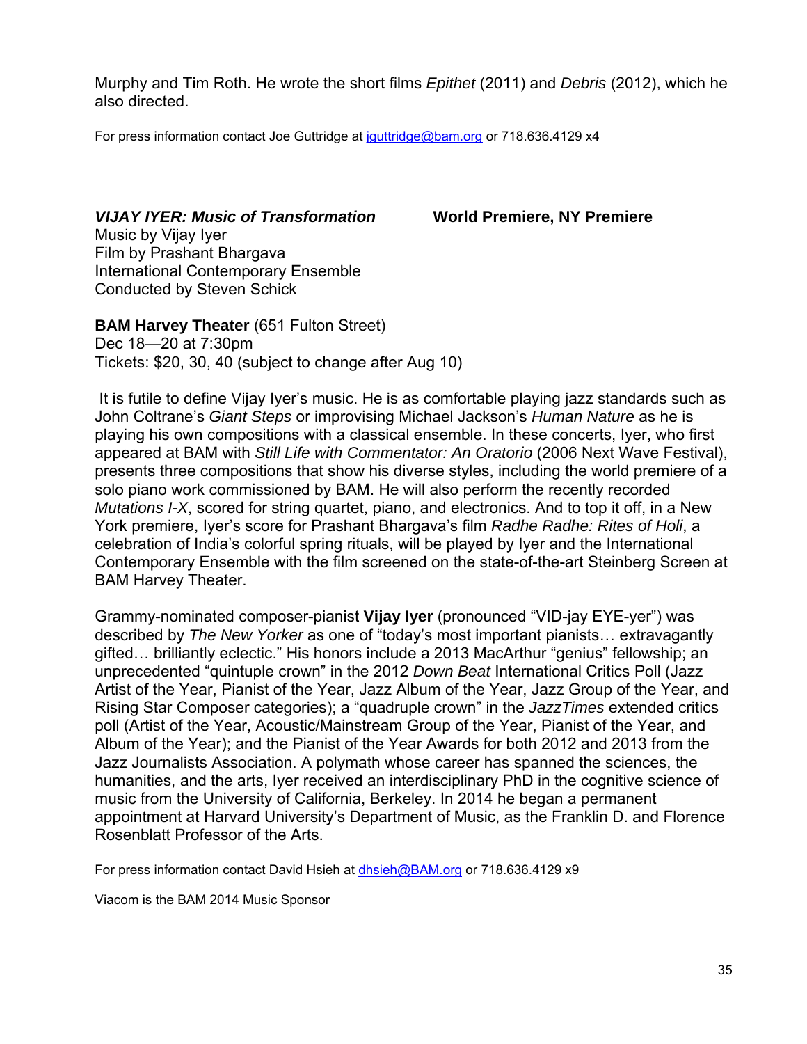Murphy and Tim Roth. He wrote the short films *Epithet* (2011) and *Debris* (2012), which he also directed.

For press information contact Joe Guttridge at [jguttridge@bam.org](mailto:jguttridge@bam.org) or 718.636.4129 x4

***VIJAY IYER: Music of Transformation*** **World Premiere, NY Premiere**

Music by Vijay Iyer
Film by Prashant Bhargava
International Contemporary Ensemble
Conducted by Steven Schick

**BAM Harvey Theater** (651 Fulton Street)
Dec 18—20 at 7:30pm
Tickets: $20, 30, 40 (subject to change after Aug 10)

It is futile to define Vijay Iyer's music. He is as comfortable playing jazz standards such as John Coltrane's *Giant Steps* or improvising Michael Jackson's *Human Nature* as he is playing his own compositions with a classical ensemble. In these concerts, Iyer, who first appeared at BAM with *Still Life with Commentator: An Oratorio* (2006 Next Wave Festival), presents three compositions that show his diverse styles, including the world premiere of a solo piano work commissioned by BAM. He will also perform the recently recorded *Mutations I-X*, scored for string quartet, piano, and electronics. And to top it off, in a New York premiere, Iyer's score for Prashant Bhargava's film *Radhe Radhe: Rites of Holi*, a celebration of India's colorful spring rituals, will be played by Iyer and the International Contemporary Ensemble with the film screened on the state-of-the-art Steinberg Screen at BAM Harvey Theater.

Grammy-nominated composer-pianist **Vijay Iyer** (pronounced "VID-jay EYE-yer") was described by *The New Yorker* as one of "today's most important pianists… extravagantly gifted… brilliantly eclectic." His honors include a 2013 MacArthur "genius" fellowship; an unprecedented "quintuple crown" in the 2012 *Down Beat* International Critics Poll (Jazz Artist of the Year, Pianist of the Year, Jazz Album of the Year, Jazz Group of the Year, and Rising Star Composer categories); a "quadruple crown" in the *JazzTimes* extended critics poll (Artist of the Year, Acoustic/Mainstream Group of the Year, Pianist of the Year, and Album of the Year); and the Pianist of the Year Awards for both 2012 and 2013 from the Jazz Journalists Association. A polymath whose career has spanned the sciences, the humanities, and the arts, Iyer received an interdisciplinary PhD in the cognitive science of music from the University of California, Berkeley. In 2014 he began a permanent appointment at Harvard University's Department of Music, as the Franklin D. and Florence Rosenblatt Professor of the Arts.

For press information contact David Hsieh at [dhsieh@BAM.org](mailto:dhsieh@BAM.org) or 718.636.4129 x9

Viacom is the BAM 2014 Music Sponsor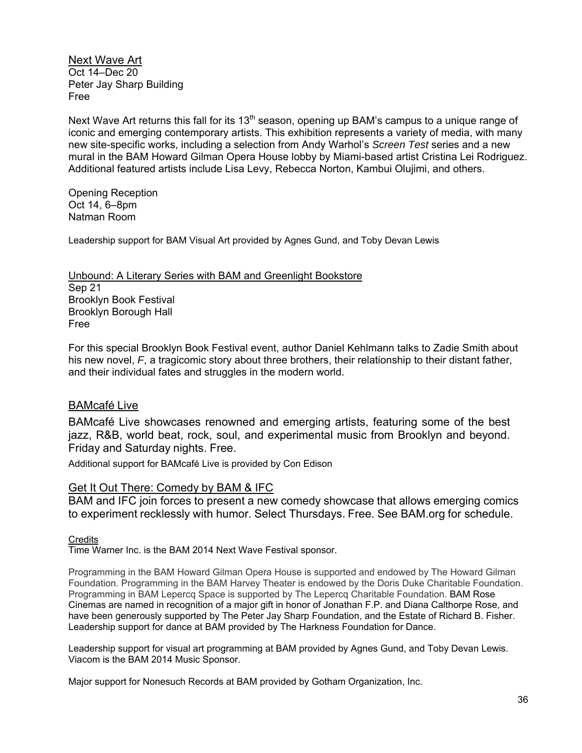## Next Wave Art

Oct 14–Dec 20
Peter Jay Sharp Building
Free

Next Wave Art returns this fall for its 13th season, opening up BAM's campus to a unique range of iconic and emerging contemporary artists. This exhibition represents a variety of media, with many new site-specific works, including a selection from Andy Warhol's *Screen Test* series and a new mural in the BAM Howard Gilman Opera House lobby by Miami-based artist Cristina Lei Rodriguez. Additional featured artists include Lisa Levy, Rebecca Norton, Kambui Olujimi, and others.

Opening Reception
Oct 14, 6–8pm
Natman Room

Leadership support for BAM Visual Art provided by Agnes Gund, and Toby Devan Lewis

## Unbound: A Literary Series with BAM and Greenlight Bookstore

Sep 21
Brooklyn Book Festival
Brooklyn Borough Hall
Free

For this special Brooklyn Book Festival event, author Daniel Kehlmann talks to Zadie Smith about his new novel, *F*, a tragicomic story about three brothers, their relationship to their distant father, and their individual fates and struggles in the modern world.

## BAMcafé Live

BAMcafé Live showcases renowned and emerging artists, featuring some of the best jazz, R&B, world beat, rock, soul, and experimental music from Brooklyn and beyond. Friday and Saturday nights. Free.

Additional support for BAMcafé Live is provided by Con Edison

## Get It Out There: Comedy by BAM & IFC

BAM and IFC join forces to present a new comedy showcase that allows emerging comics to experiment recklessly with humor. Select Thursdays. Free. See BAM.org for schedule.

### Credits

Time Warner Inc. is the BAM 2014 Next Wave Festival sponsor.

Programming in the BAM Howard Gilman Opera House is supported and endowed by The Howard Gilman Foundation. Programming in the BAM Harvey Theater is endowed by the Doris Duke Charitable Foundation. Programming in BAM Lepercq Space is supported by The Lepercq Charitable Foundation. BAM Rose Cinemas are named in recognition of a major gift in honor of Jonathan F.P. and Diana Calthorpe Rose, and have been generously supported by The Peter Jay Sharp Foundation, and the Estate of Richard B. Fisher. Leadership support for dance at BAM provided by The Harkness Foundation for Dance.

Leadership support for visual art programming at BAM provided by Agnes Gund, and Toby Devan Lewis. Viacom is the BAM 2014 Music Sponsor.

Major support for Nonesuch Records at BAM provided by Gotham Organization, Inc.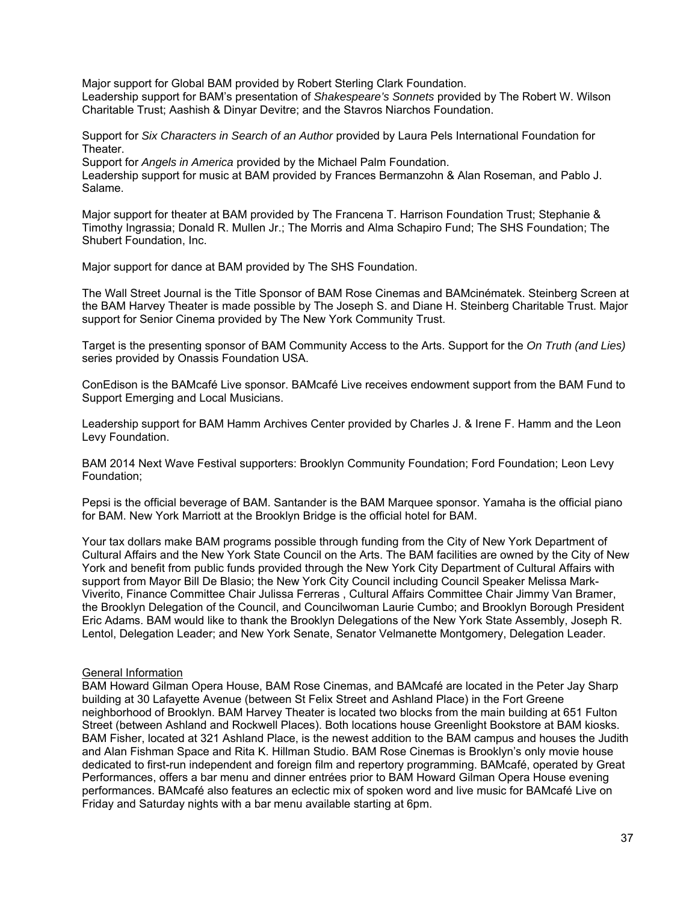Major support for Global BAM provided by Robert Sterling Clark Foundation.
Leadership support for BAM's presentation of *Shakespeare's Sonnets* provided by The Robert W. Wilson Charitable Trust; Aashish & Dinyar Devitre; and the Stavros Niarchos Foundation.

Support for *Six Characters in Search of an Author* provided by Laura Pels International Foundation for Theater.
Support for *Angels in America* provided by the Michael Palm Foundation.
Leadership support for music at BAM provided by Frances Bermanzohn & Alan Roseman, and Pablo J. Salame.

Major support for theater at BAM provided by The Francena T. Harrison Foundation Trust; Stephanie & Timothy Ingrassia; Donald R. Mullen Jr.; The Morris and Alma Schapiro Fund; The SHS Foundation; The Shubert Foundation, Inc.

Major support for dance at BAM provided by The SHS Foundation.

The Wall Street Journal is the Title Sponsor of BAM Rose Cinemas and BAMcinématek. Steinberg Screen at the BAM Harvey Theater is made possible by The Joseph S. and Diane H. Steinberg Charitable Trust. Major support for Senior Cinema provided by The New York Community Trust.

Target is the presenting sponsor of BAM Community Access to the Arts. Support for the *On Truth (and Lies)* series provided by Onassis Foundation USA.

ConEdison is the BAMcafé Live sponsor. BAMcafé Live receives endowment support from the BAM Fund to Support Emerging and Local Musicians.

Leadership support for BAM Hamm Archives Center provided by Charles J. & Irene F. Hamm and the Leon Levy Foundation.

BAM 2014 Next Wave Festival supporters: Brooklyn Community Foundation; Ford Foundation; Leon Levy Foundation;

Pepsi is the official beverage of BAM. Santander is the BAM Marquee sponsor. Yamaha is the official piano for BAM. New York Marriott at the Brooklyn Bridge is the official hotel for BAM.

Your tax dollars make BAM programs possible through funding from the City of New York Department of Cultural Affairs and the New York State Council on the Arts. The BAM facilities are owned by the City of New York and benefit from public funds provided through the New York City Department of Cultural Affairs with support from Mayor Bill De Blasio; the New York City Council including Council Speaker Melissa Mark-Viverito, Finance Committee Chair Julissa Ferreras , Cultural Affairs Committee Chair Jimmy Van Bramer, the Brooklyn Delegation of the Council, and Councilwoman Laurie Cumbo; and Brooklyn Borough President Eric Adams. BAM would like to thank the Brooklyn Delegations of the New York State Assembly, Joseph R. Lentol, Delegation Leader; and New York Senate, Senator Velmanette Montgomery, Delegation Leader.

General Information

BAM Howard Gilman Opera House, BAM Rose Cinemas, and BAMcafé are located in the Peter Jay Sharp building at 30 Lafayette Avenue (between St Felix Street and Ashland Place) in the Fort Greene neighborhood of Brooklyn. BAM Harvey Theater is located two blocks from the main building at 651 Fulton Street (between Ashland and Rockwell Places). Both locations house Greenlight Bookstore at BAM kiosks. BAM Fisher, located at 321 Ashland Place, is the newest addition to the BAM campus and houses the Judith and Alan Fishman Space and Rita K. Hillman Studio. BAM Rose Cinemas is Brooklyn's only movie house dedicated to first-run independent and foreign film and repertory programming. BAMcafé, operated by Great Performances, offers a bar menu and dinner entrées prior to BAM Howard Gilman Opera House evening performances. BAMcafé also features an eclectic mix of spoken word and live music for BAMcafé Live on Friday and Saturday nights with a bar menu available starting at 6pm.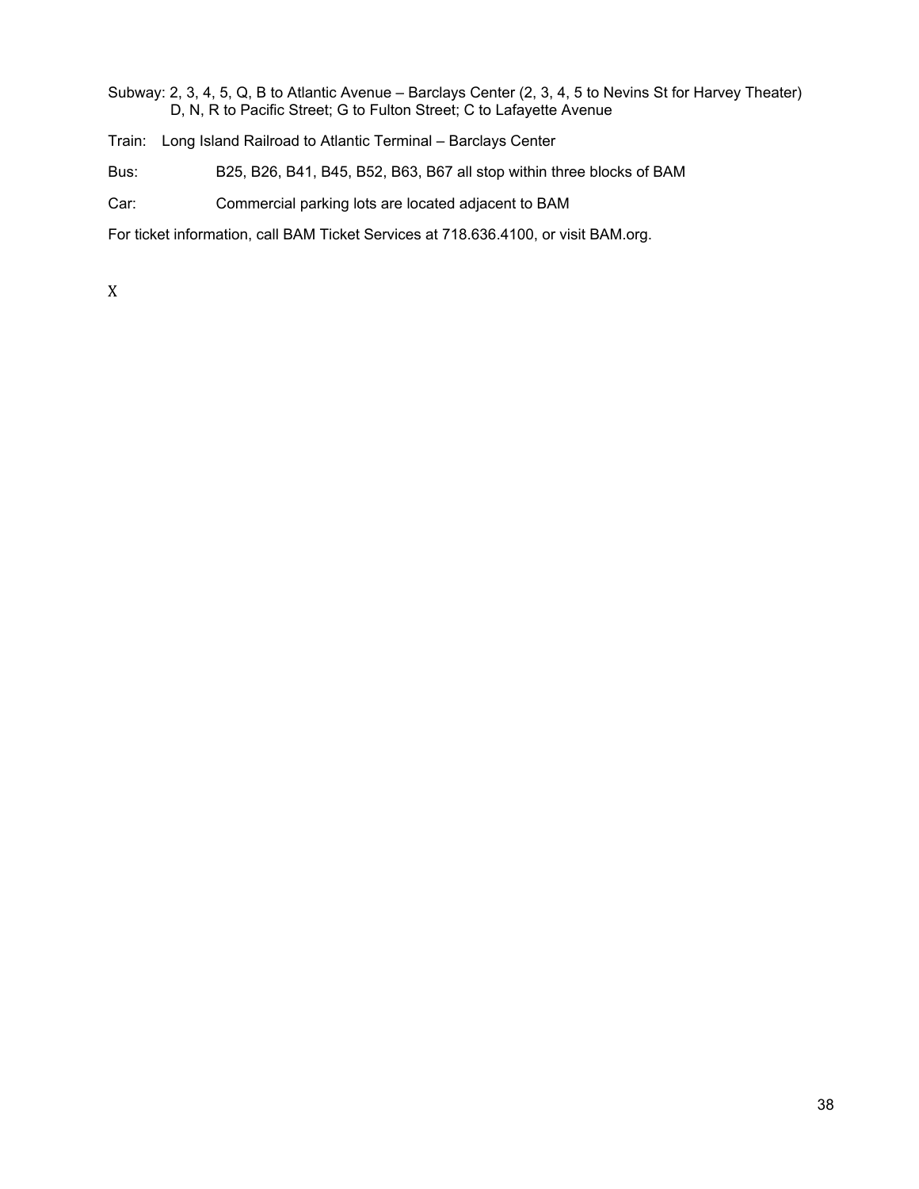Subway: 2, 3, 4, 5, Q, B to Atlantic Avenue – Barclays Center (2, 3, 4, 5 to Nevins St for Harvey Theater)
D, N, R to Pacific Street; G to Fulton Street; C to Lafayette Avenue

Train: Long Island Railroad to Atlantic Terminal – Barclays Center

Bus: B25, B26, B41, B45, B52, B63, B67 all stop within three blocks of BAM

Car: Commercial parking lots are located adjacent to BAM

For ticket information, call BAM Ticket Services at 718.636.4100, or visit BAM.org.

X